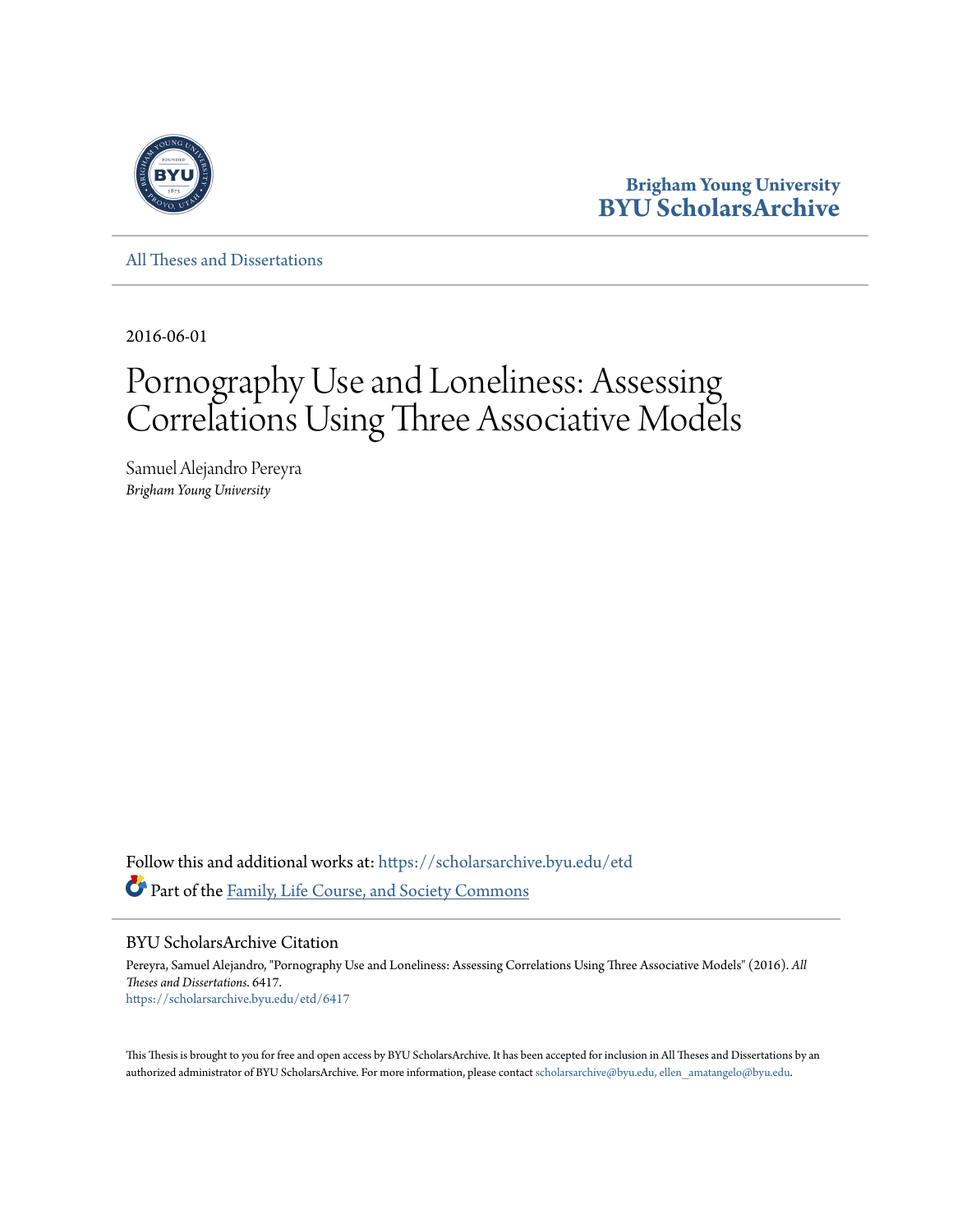Brigham Young University
BYU ScholarsArchive

All Theses and Dissertations

2016-06-01

# Pornography Use and Loneliness: Assessing Correlations Using Three Associative Models

Samuel Alejandro Pereyra
*Brigham Young University*

Follow this and additional works at: https://scholarsarchive.byu.edu/etd

Part of the Family, Life Course, and Society Commons

## BYU ScholarsArchive Citation

Pereyra, Samuel Alejandro, "Pornography Use and Loneliness: Assessing Correlations Using Three Associative Models" (2016). *All Theses and Dissertations*. 6417.
https://scholarsarchive.byu.edu/etd/6417

This Thesis is brought to you for free and open access by BYU ScholarsArchive. It has been accepted for inclusion in All Theses and Dissertations by an authorized administrator of BYU ScholarsArchive. For more information, please contact scholarsarchive@byu.edu, ellen_amatangelo@byu.edu.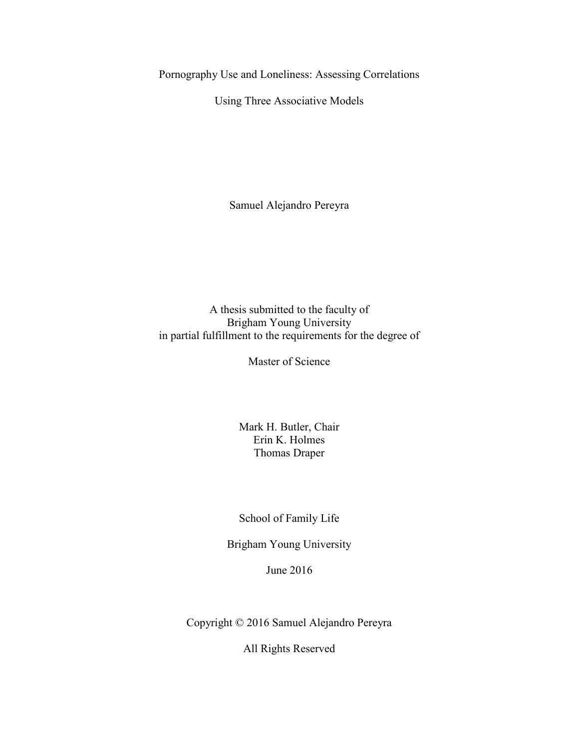# Pornography Use and Loneliness: Assessing Correlations Using Three Associative Models

Samuel Alejandro Pereyra

A thesis submitted to the faculty of
Brigham Young University
in partial fulfillment to the requirements for the degree of

Master of Science

Mark H. Butler, Chair
Erin K. Holmes
Thomas Draper

School of Family Life

Brigham Young University

June 2016

Copyright © 2016 Samuel Alejandro Pereyra

All Rights Reserved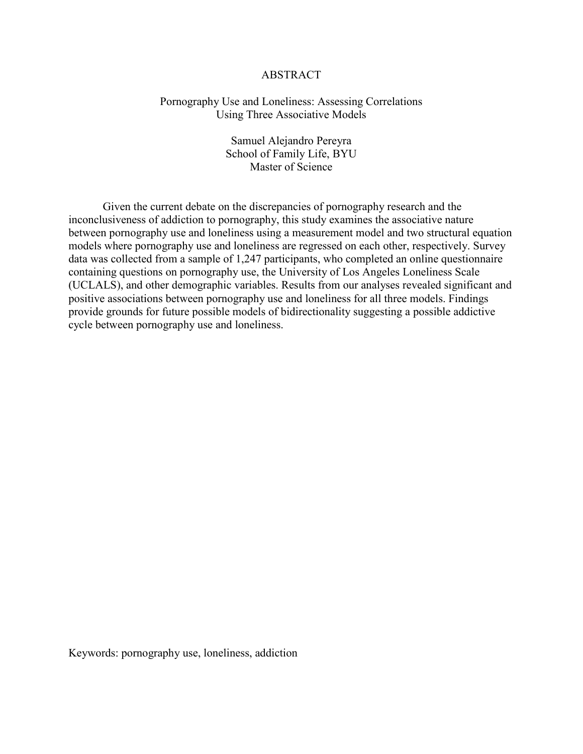# ABSTRACT

## Pornography Use and Loneliness: Assessing Correlations Using Three Associative Models

Samuel Alejandro Pereyra
School of Family Life, BYU
Master of Science

Given the current debate on the discrepancies of pornography research and the inconclusiveness of addiction to pornography, this study examines the associative nature between pornography use and loneliness using a measurement model and two structural equation models where pornography use and loneliness are regressed on each other, respectively. Survey data was collected from a sample of 1,247 participants, who completed an online questionnaire containing questions on pornography use, the University of Los Angeles Loneliness Scale (UCLALS), and other demographic variables. Results from our analyses revealed significant and positive associations between pornography use and loneliness for all three models. Findings provide grounds for future possible models of bidirectionality suggesting a possible addictive cycle between pornography use and loneliness.

Keywords: pornography use, loneliness, addiction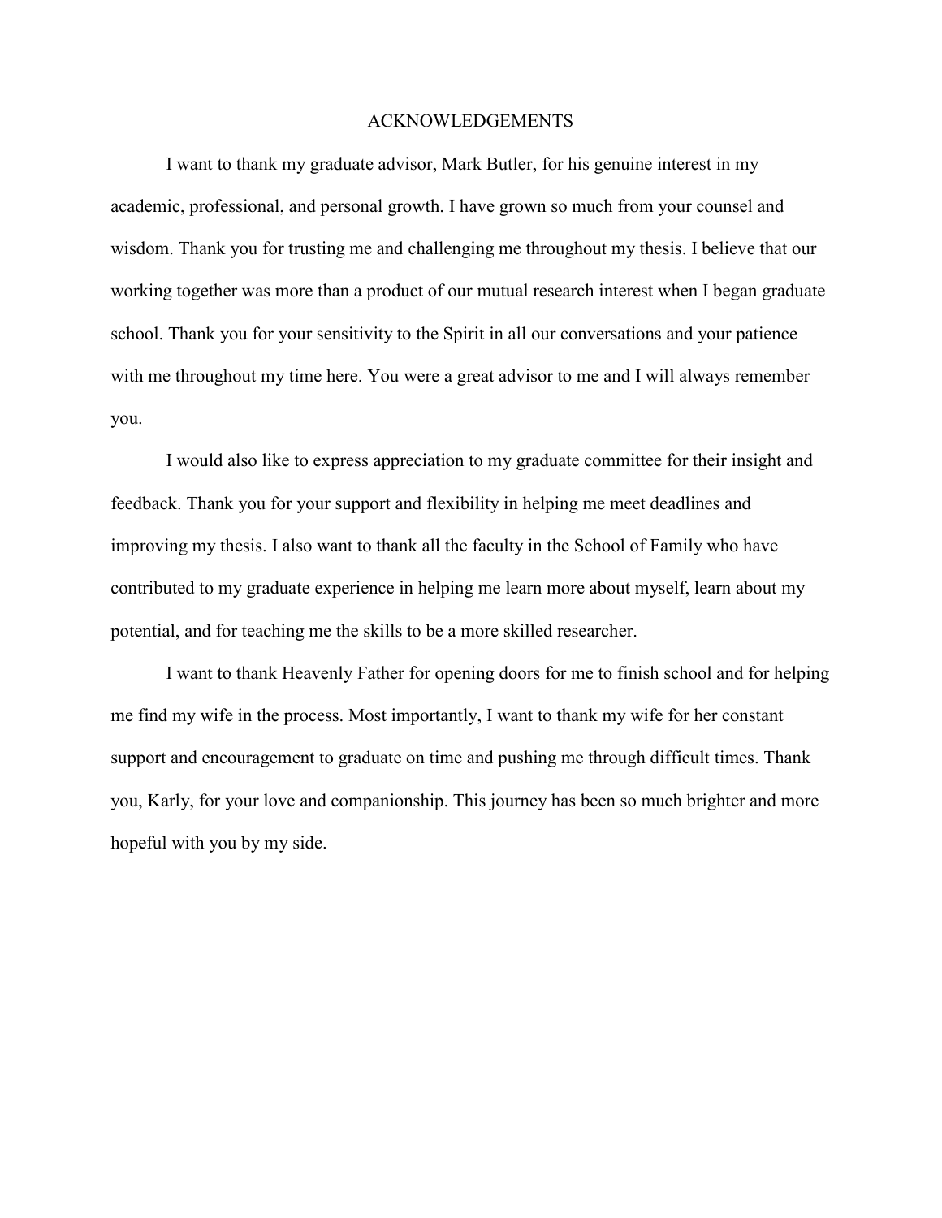# ACKNOWLEDGEMENTS

I want to thank my graduate advisor, Mark Butler, for his genuine interest in my academic, professional, and personal growth. I have grown so much from your counsel and wisdom. Thank you for trusting me and challenging me throughout my thesis. I believe that our working together was more than a product of our mutual research interest when I began graduate school. Thank you for your sensitivity to the Spirit in all our conversations and your patience with me throughout my time here. You were a great advisor to me and I will always remember you.

I would also like to express appreciation to my graduate committee for their insight and feedback. Thank you for your support and flexibility in helping me meet deadlines and improving my thesis. I also want to thank all the faculty in the School of Family who have contributed to my graduate experience in helping me learn more about myself, learn about my potential, and for teaching me the skills to be a more skilled researcher.

I want to thank Heavenly Father for opening doors for me to finish school and for helping me find my wife in the process. Most importantly, I want to thank my wife for her constant support and encouragement to graduate on time and pushing me through difficult times. Thank you, Karly, for your love and companionship. This journey has been so much brighter and more hopeful with you by my side.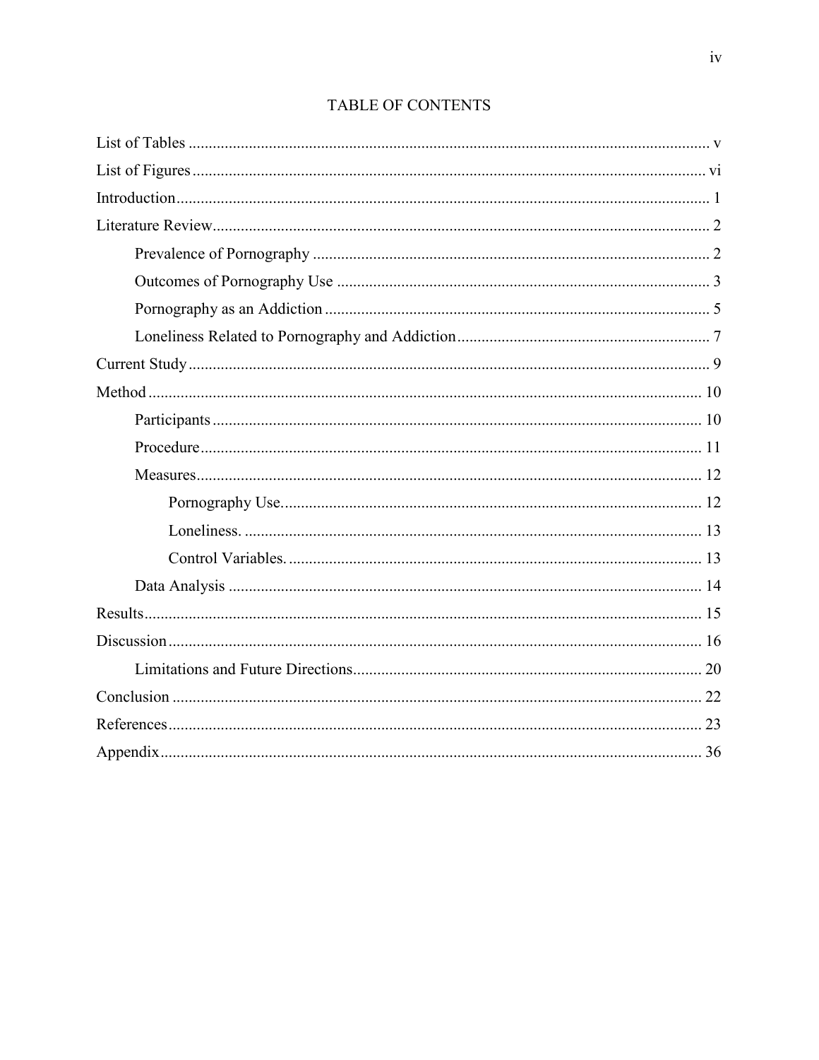# TABLE OF CONTENTS

List of Tables ........................................................................................................................ v

List of Figures ...................................................................................................................... vi

Introduction ........................................................................................................................... 1

Literature Review .................................................................................................................. 2

- Prevalence of Pornography ........................................................................................... 2
- Outcomes of Pornography Use ..................................................................................... 3
- Pornography as an Addiction ........................................................................................ 5
- Loneliness Related to Pornography and Addiction ........................................................ 7

Current Study ......................................................................................................................... 9

Method ................................................................................................................................. 10

- Participants .................................................................................................................. 10
- Procedure ..................................................................................................................... 11
- Measures ...................................................................................................................... 12
  - Pornography Use. ................................................................................................. 12
  - Loneliness. ........................................................................................................... 13
  - Control Variables. ................................................................................................ 13
- Data Analysis .............................................................................................................. 14

Results ................................................................................................................................. 15

Discussion ............................................................................................................................ 16

- Limitations and Future Directions ............................................................................... 20

Conclusion ........................................................................................................................... 22

References ............................................................................................................................ 23

Appendix .............................................................................................................................. 36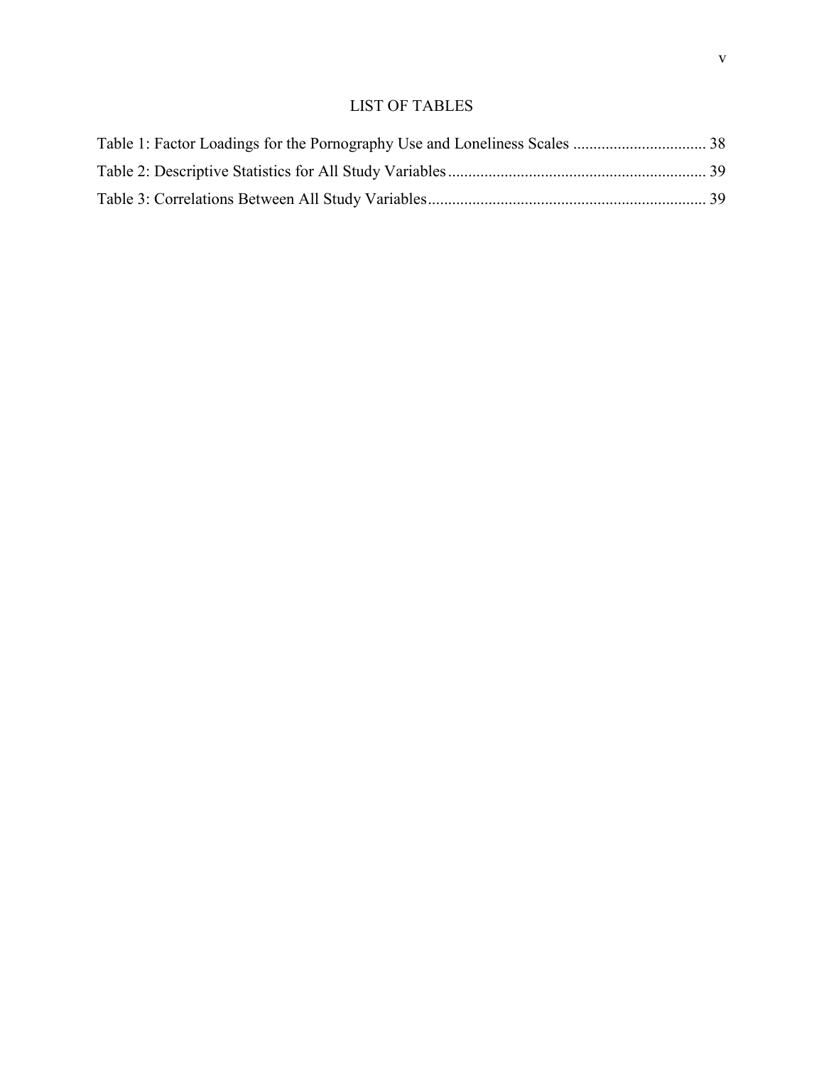# LIST OF TABLES

Table 1: Factor Loadings for the Pornography Use and Loneliness Scales ................................ 38

Table 2: Descriptive Statistics for All Study Variables................................................................ 39

Table 3: Correlations Between All Study Variables..................................................................... 39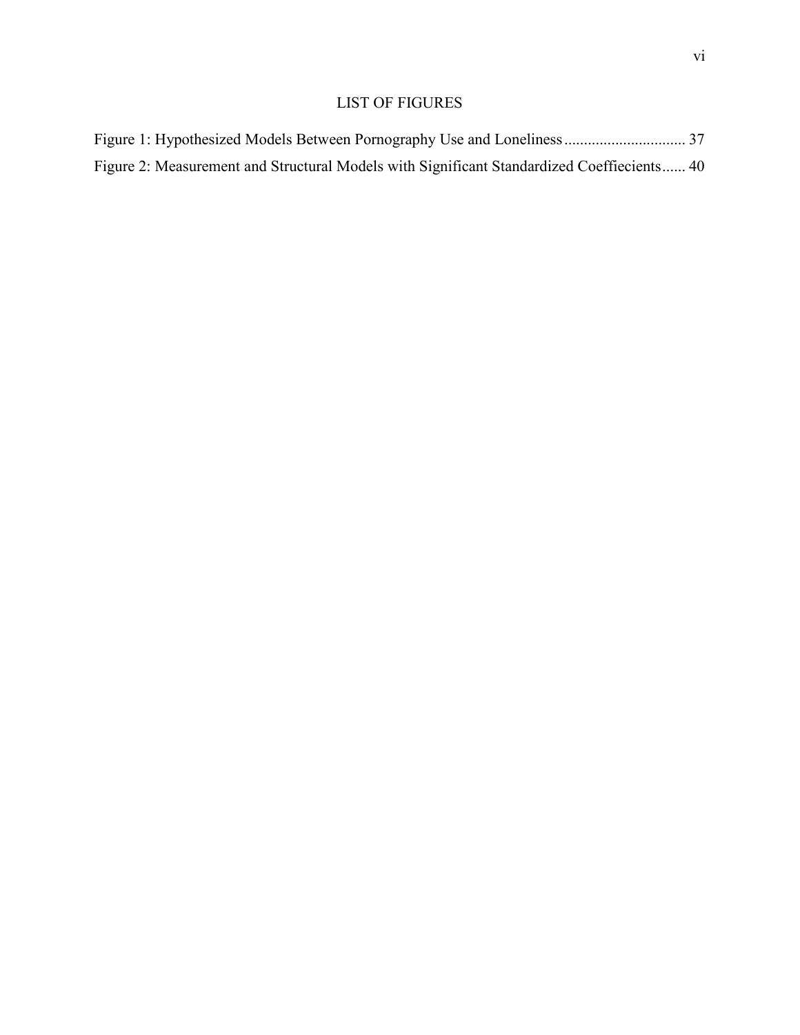# LIST OF FIGURES

Figure 1: Hypothesized Models Between Pornography Use and Loneliness .............................. 37

Figure 2: Measurement and Structural Models with Significant Standardized Coeffiecients...... 40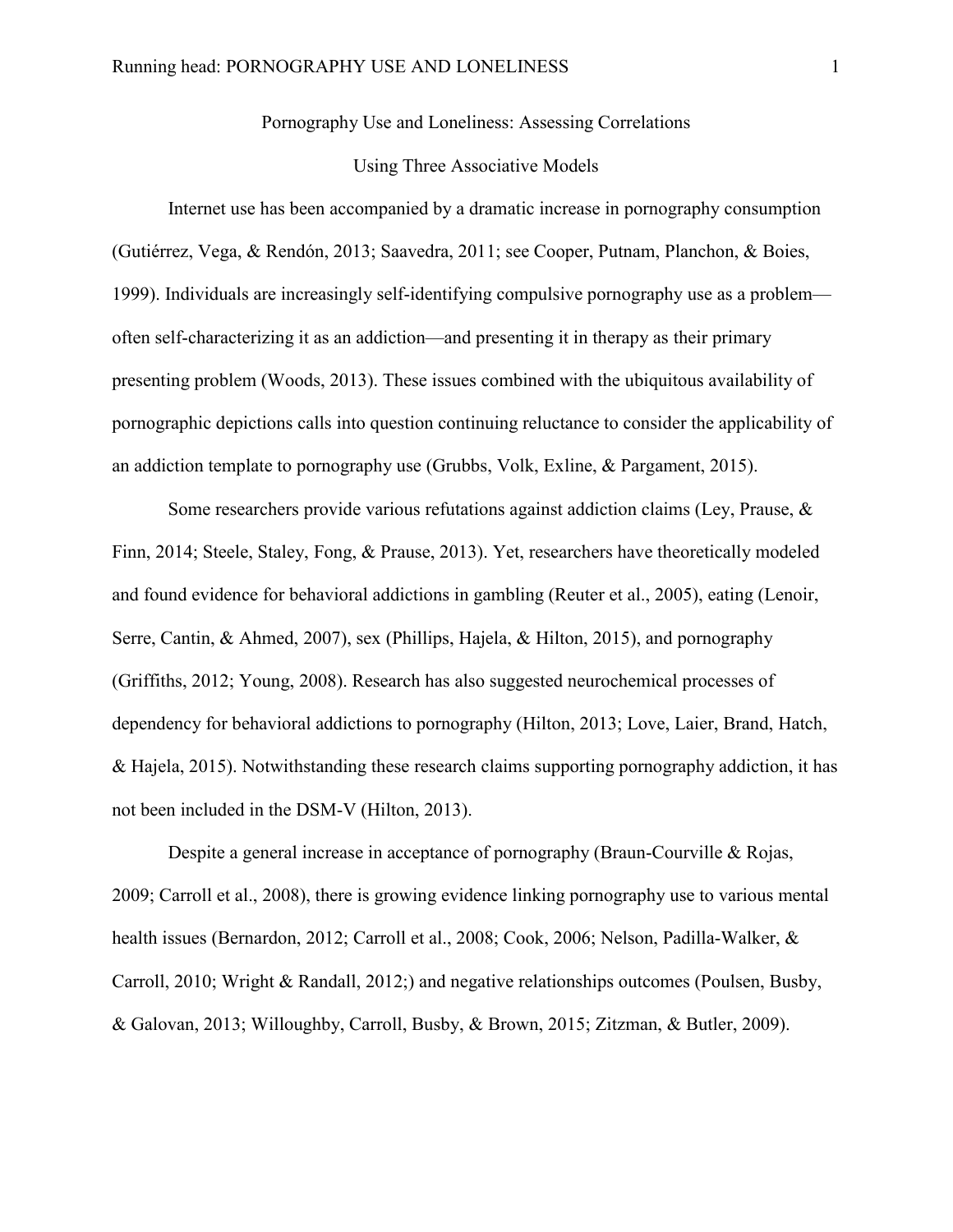Pornography Use and Loneliness: Assessing Correlations

Using Three Associative Models

Internet use has been accompanied by a dramatic increase in pornography consumption (Gutiérrez, Vega, & Rendón, 2013; Saavedra, 2011; see Cooper, Putnam, Planchon, & Boies, 1999). Individuals are increasingly self-identifying compulsive pornography use as a problem—often self-characterizing it as an addiction—and presenting it in therapy as their primary presenting problem (Woods, 2013). These issues combined with the ubiquitous availability of pornographic depictions calls into question continuing reluctance to consider the applicability of an addiction template to pornography use (Grubbs, Volk, Exline, & Pargament, 2015).

Some researchers provide various refutations against addiction claims (Ley, Prause, & Finn, 2014; Steele, Staley, Fong, & Prause, 2013). Yet, researchers have theoretically modeled and found evidence for behavioral addictions in gambling (Reuter et al., 2005), eating (Lenoir, Serre, Cantin, & Ahmed, 2007), sex (Phillips, Hajela, & Hilton, 2015), and pornography (Griffiths, 2012; Young, 2008). Research has also suggested neurochemical processes of dependency for behavioral addictions to pornography (Hilton, 2013; Love, Laier, Brand, Hatch, & Hajela, 2015). Notwithstanding these research claims supporting pornography addiction, it has not been included in the DSM-V (Hilton, 2013).

Despite a general increase in acceptance of pornography (Braun-Courville & Rojas, 2009; Carroll et al., 2008), there is growing evidence linking pornography use to various mental health issues (Bernardon, 2012; Carroll et al., 2008; Cook, 2006; Nelson, Padilla-Walker, & Carroll, 2010; Wright & Randall, 2012;) and negative relationships outcomes (Poulsen, Busby, & Galovan, 2013; Willoughby, Carroll, Busby, & Brown, 2015; Zitzman, & Butler, 2009).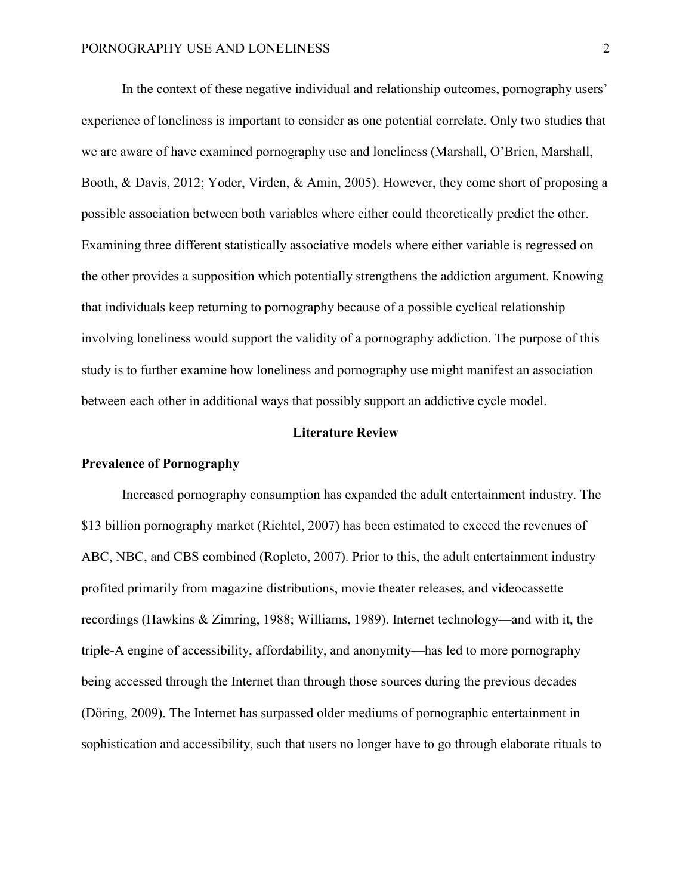In the context of these negative individual and relationship outcomes, pornography users' experience of loneliness is important to consider as one potential correlate. Only two studies that we are aware of have examined pornography use and loneliness (Marshall, O'Brien, Marshall, Booth, & Davis, 2012; Yoder, Virden, & Amin, 2005). However, they come short of proposing a possible association between both variables where either could theoretically predict the other. Examining three different statistically associative models where either variable is regressed on the other provides a supposition which potentially strengthens the addiction argument. Knowing that individuals keep returning to pornography because of a possible cyclical relationship involving loneliness would support the validity of a pornography addiction. The purpose of this study is to further examine how loneliness and pornography use might manifest an association between each other in additional ways that possibly support an addictive cycle model.

## Literature Review

### Prevalence of Pornography

Increased pornography consumption has expanded the adult entertainment industry. The $13 billion pornography market (Richtel, 2007) has been estimated to exceed the revenues of ABC, NBC, and CBS combined (Ropleto, 2007). Prior to this, the adult entertainment industry profited primarily from magazine distributions, movie theater releases, and videocassette recordings (Hawkins & Zimring, 1988; Williams, 1989). Internet technology—and with it, the triple-A engine of accessibility, affordability, and anonymity—has led to more pornography being accessed through the Internet than through those sources during the previous decades (Döring, 2009). The Internet has surpassed older mediums of pornographic entertainment in sophistication and accessibility, such that users no longer have to go through elaborate rituals to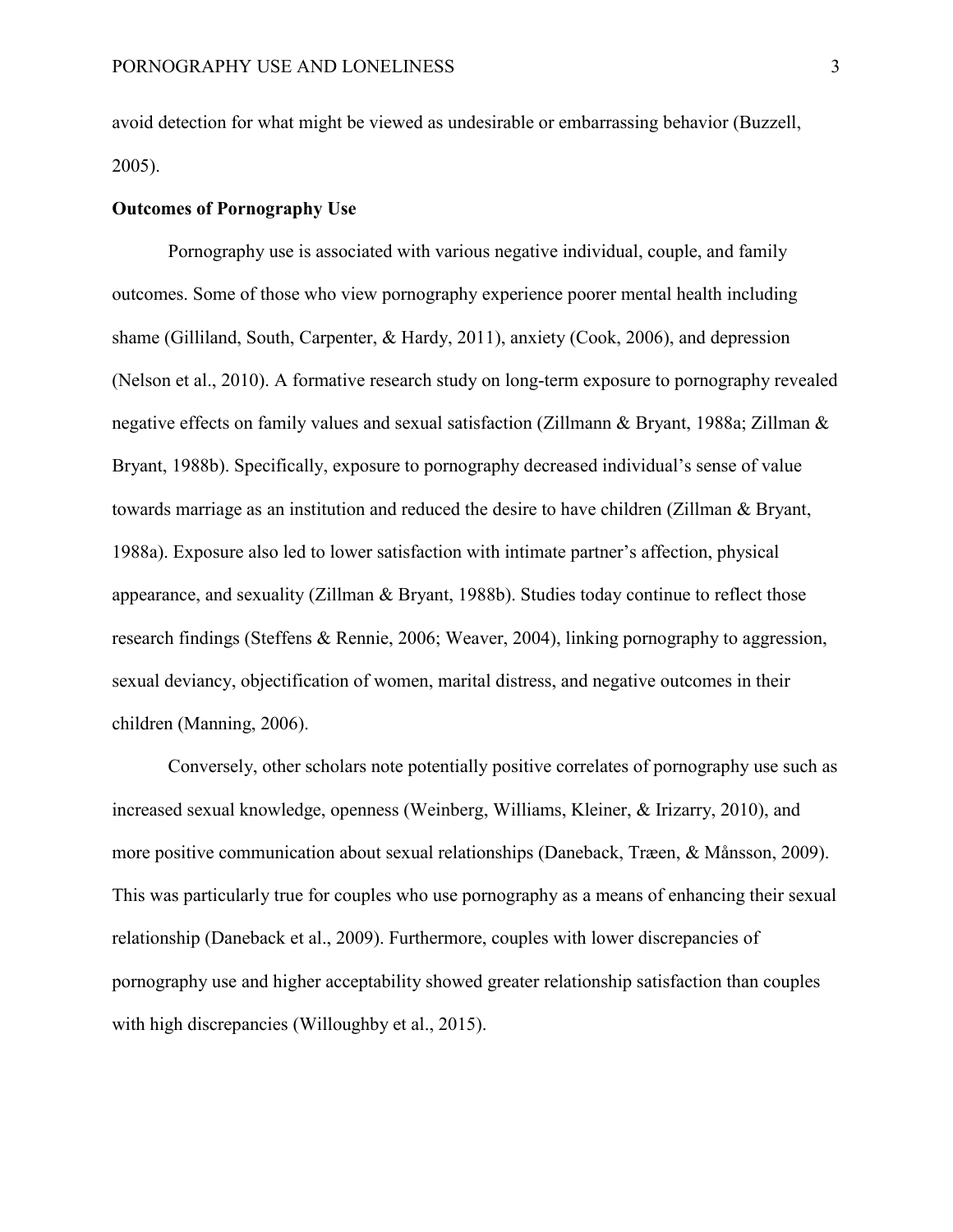avoid detection for what might be viewed as undesirable or embarrassing behavior (Buzzell, 2005).

**Outcomes of Pornography Use**

Pornography use is associated with various negative individual, couple, and family outcomes. Some of those who view pornography experience poorer mental health including shame (Gilliland, South, Carpenter, & Hardy, 2011), anxiety (Cook, 2006), and depression (Nelson et al., 2010). A formative research study on long-term exposure to pornography revealed negative effects on family values and sexual satisfaction (Zillmann & Bryant, 1988a; Zillman & Bryant, 1988b). Specifically, exposure to pornography decreased individual's sense of value towards marriage as an institution and reduced the desire to have children (Zillman & Bryant, 1988a). Exposure also led to lower satisfaction with intimate partner's affection, physical appearance, and sexuality (Zillman & Bryant, 1988b). Studies today continue to reflect those research findings (Steffens & Rennie, 2006; Weaver, 2004), linking pornography to aggression, sexual deviancy, objectification of women, marital distress, and negative outcomes in their children (Manning, 2006).

Conversely, other scholars note potentially positive correlates of pornography use such as increased sexual knowledge, openness (Weinberg, Williams, Kleiner, & Irizarry, 2010), and more positive communication about sexual relationships (Daneback, Træen, & Månsson, 2009). This was particularly true for couples who use pornography as a means of enhancing their sexual relationship (Daneback et al., 2009). Furthermore, couples with lower discrepancies of pornography use and higher acceptability showed greater relationship satisfaction than couples with high discrepancies (Willoughby et al., 2015).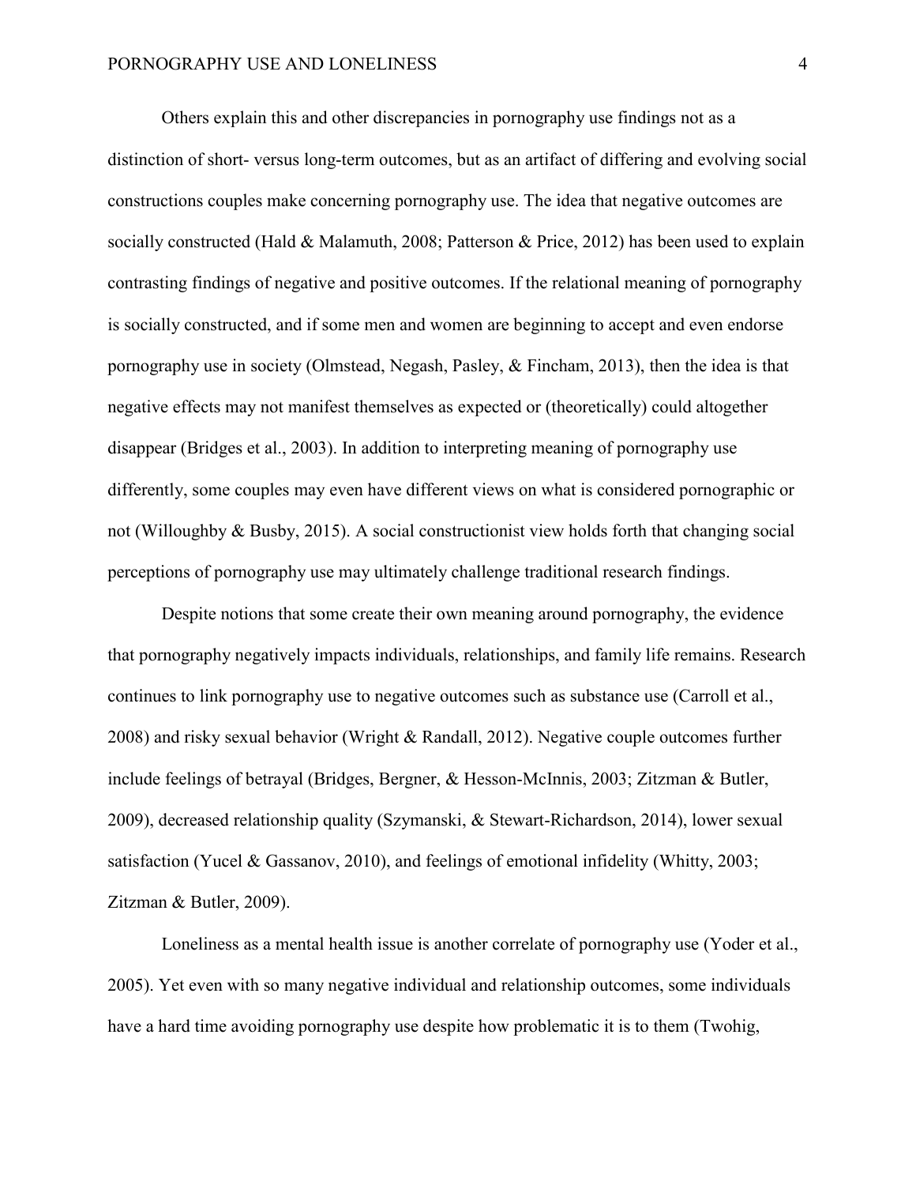Others explain this and other discrepancies in pornography use findings not as a distinction of short- versus long-term outcomes, but as an artifact of differing and evolving social constructions couples make concerning pornography use. The idea that negative outcomes are socially constructed (Hald & Malamuth, 2008; Patterson & Price, 2012) has been used to explain contrasting findings of negative and positive outcomes. If the relational meaning of pornography is socially constructed, and if some men and women are beginning to accept and even endorse pornography use in society (Olmstead, Negash, Pasley, & Fincham, 2013), then the idea is that negative effects may not manifest themselves as expected or (theoretically) could altogether disappear (Bridges et al., 2003). In addition to interpreting meaning of pornography use differently, some couples may even have different views on what is considered pornographic or not (Willoughby & Busby, 2015). A social constructionist view holds forth that changing social perceptions of pornography use may ultimately challenge traditional research findings.

Despite notions that some create their own meaning around pornography, the evidence that pornography negatively impacts individuals, relationships, and family life remains. Research continues to link pornography use to negative outcomes such as substance use (Carroll et al., 2008) and risky sexual behavior (Wright & Randall, 2012). Negative couple outcomes further include feelings of betrayal (Bridges, Bergner, & Hesson-McInnis, 2003; Zitzman & Butler, 2009), decreased relationship quality (Szymanski, & Stewart-Richardson, 2014), lower sexual satisfaction (Yucel & Gassanov, 2010), and feelings of emotional infidelity (Whitty, 2003; Zitzman & Butler, 2009).

Loneliness as a mental health issue is another correlate of pornography use (Yoder et al., 2005). Yet even with so many negative individual and relationship outcomes, some individuals have a hard time avoiding pornography use despite how problematic it is to them (Twohig,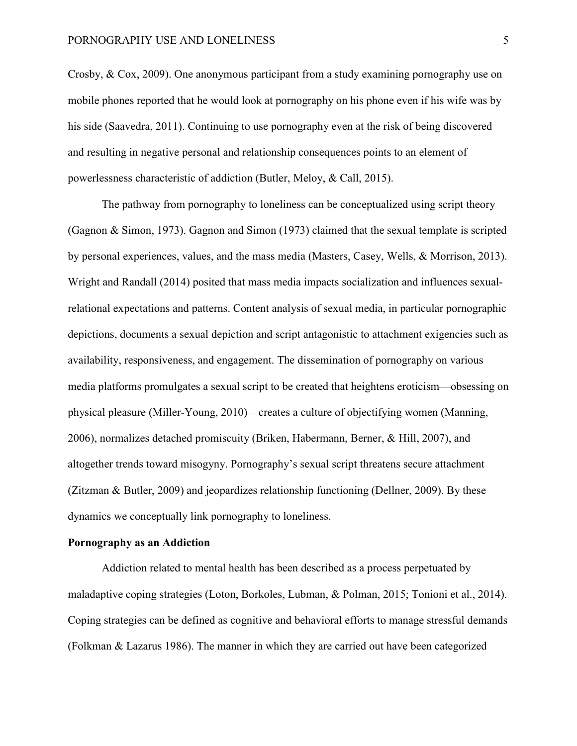Crosby, & Cox, 2009). One anonymous participant from a study examining pornography use on mobile phones reported that he would look at pornography on his phone even if his wife was by his side (Saavedra, 2011). Continuing to use pornography even at the risk of being discovered and resulting in negative personal and relationship consequences points to an element of powerlessness characteristic of addiction (Butler, Meloy, & Call, 2015).

The pathway from pornography to loneliness can be conceptualized using script theory (Gagnon & Simon, 1973). Gagnon and Simon (1973) claimed that the sexual template is scripted by personal experiences, values, and the mass media (Masters, Casey, Wells, & Morrison, 2013). Wright and Randall (2014) posited that mass media impacts socialization and influences sexual-relational expectations and patterns. Content analysis of sexual media, in particular pornographic depictions, documents a sexual depiction and script antagonistic to attachment exigencies such as availability, responsiveness, and engagement. The dissemination of pornography on various media platforms promulgates a sexual script to be created that heightens eroticism—obsessing on physical pleasure (Miller-Young, 2010)—creates a culture of objectifying women (Manning, 2006), normalizes detached promiscuity (Briken, Habermann, Berner, & Hill, 2007), and altogether trends toward misogyny. Pornography's sexual script threatens secure attachment (Zitzman & Butler, 2009) and jeopardizes relationship functioning (Dellner, 2009). By these dynamics we conceptually link pornography to loneliness.

**Pornography as an Addiction**

Addiction related to mental health has been described as a process perpetuated by maladaptive coping strategies (Loton, Borkoles, Lubman, & Polman, 2015; Tonioni et al., 2014). Coping strategies can be defined as cognitive and behavioral efforts to manage stressful demands (Folkman & Lazarus 1986). The manner in which they are carried out have been categorized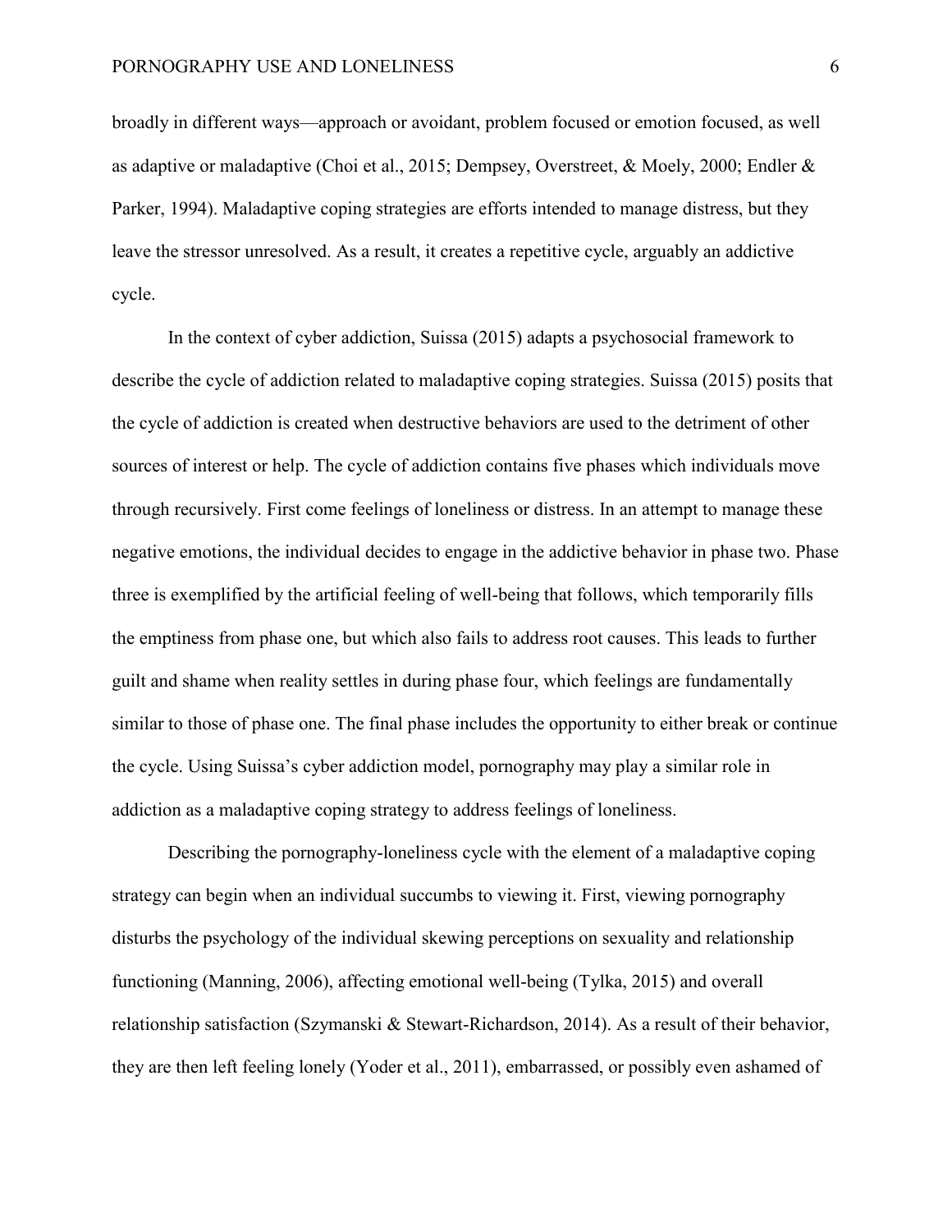broadly in different ways—approach or avoidant, problem focused or emotion focused, as well as adaptive or maladaptive (Choi et al., 2015; Dempsey, Overstreet, & Moely, 2000; Endler & Parker, 1994). Maladaptive coping strategies are efforts intended to manage distress, but they leave the stressor unresolved. As a result, it creates a repetitive cycle, arguably an addictive cycle.

In the context of cyber addiction, Suissa (2015) adapts a psychosocial framework to describe the cycle of addiction related to maladaptive coping strategies. Suissa (2015) posits that the cycle of addiction is created when destructive behaviors are used to the detriment of other sources of interest or help. The cycle of addiction contains five phases which individuals move through recursively. First come feelings of loneliness or distress. In an attempt to manage these negative emotions, the individual decides to engage in the addictive behavior in phase two. Phase three is exemplified by the artificial feeling of well-being that follows, which temporarily fills the emptiness from phase one, but which also fails to address root causes. This leads to further guilt and shame when reality settles in during phase four, which feelings are fundamentally similar to those of phase one. The final phase includes the opportunity to either break or continue the cycle. Using Suissa's cyber addiction model, pornography may play a similar role in addiction as a maladaptive coping strategy to address feelings of loneliness.

Describing the pornography-loneliness cycle with the element of a maladaptive coping strategy can begin when an individual succumbs to viewing it. First, viewing pornography disturbs the psychology of the individual skewing perceptions on sexuality and relationship functioning (Manning, 2006), affecting emotional well-being (Tylka, 2015) and overall relationship satisfaction (Szymanski & Stewart-Richardson, 2014). As a result of their behavior, they are then left feeling lonely (Yoder et al., 2011), embarrassed, or possibly even ashamed of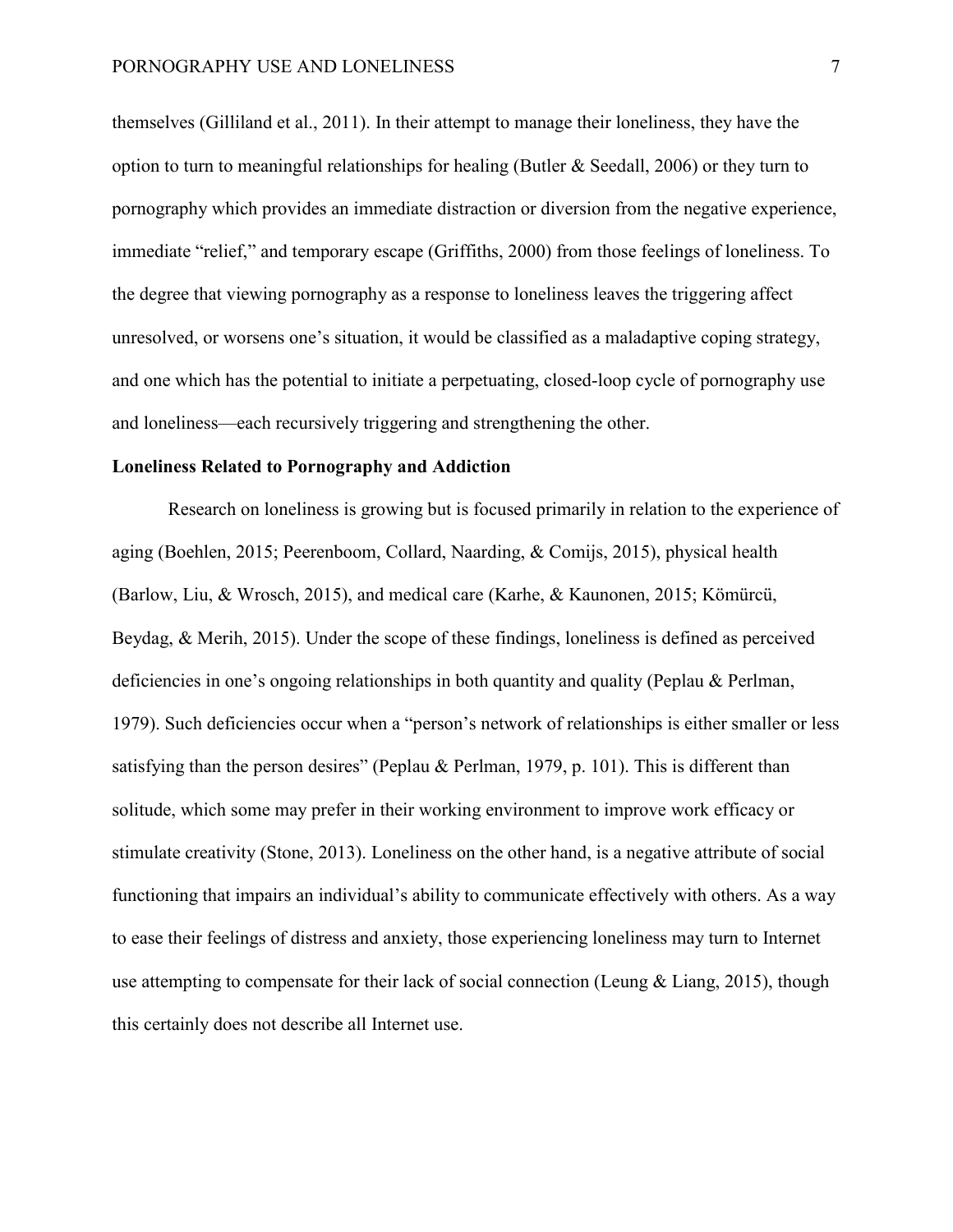themselves (Gilliland et al., 2011). In their attempt to manage their loneliness, they have the option to turn to meaningful relationships for healing (Butler & Seedall, 2006) or they turn to pornography which provides an immediate distraction or diversion from the negative experience, immediate "relief," and temporary escape (Griffiths, 2000) from those feelings of loneliness. To the degree that viewing pornography as a response to loneliness leaves the triggering affect unresolved, or worsens one's situation, it would be classified as a maladaptive coping strategy, and one which has the potential to initiate a perpetuating, closed-loop cycle of pornography use and loneliness—each recursively triggering and strengthening the other.

**Loneliness Related to Pornography and Addiction**

Research on loneliness is growing but is focused primarily in relation to the experience of aging (Boehlen, 2015; Peerenboom, Collard, Naarding, & Comijs, 2015), physical health (Barlow, Liu, & Wrosch, 2015), and medical care (Karhe, & Kaunonen, 2015; Kömürcü, Beydag, & Merih, 2015). Under the scope of these findings, loneliness is defined as perceived deficiencies in one's ongoing relationships in both quantity and quality (Peplau & Perlman, 1979). Such deficiencies occur when a "person's network of relationships is either smaller or less satisfying than the person desires" (Peplau & Perlman, 1979, p. 101). This is different than solitude, which some may prefer in their working environment to improve work efficacy or stimulate creativity (Stone, 2013). Loneliness on the other hand, is a negative attribute of social functioning that impairs an individual's ability to communicate effectively with others. As a way to ease their feelings of distress and anxiety, those experiencing loneliness may turn to Internet use attempting to compensate for their lack of social connection (Leung & Liang, 2015), though this certainly does not describe all Internet use.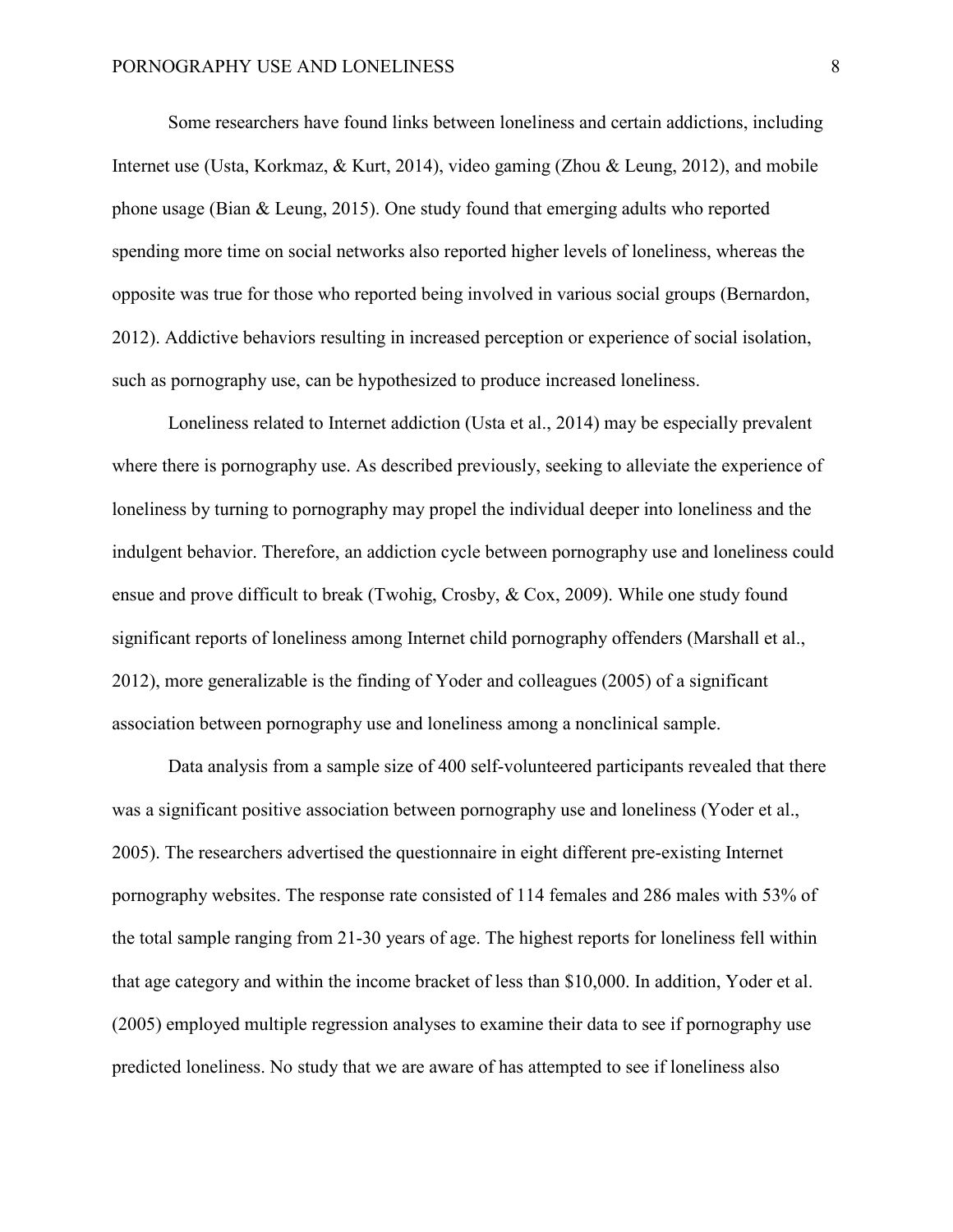Some researchers have found links between loneliness and certain addictions, including Internet use (Usta, Korkmaz, & Kurt, 2014), video gaming (Zhou & Leung, 2012), and mobile phone usage (Bian & Leung, 2015). One study found that emerging adults who reported spending more time on social networks also reported higher levels of loneliness, whereas the opposite was true for those who reported being involved in various social groups (Bernardon, 2012). Addictive behaviors resulting in increased perception or experience of social isolation, such as pornography use, can be hypothesized to produce increased loneliness.

Loneliness related to Internet addiction (Usta et al., 2014) may be especially prevalent where there is pornography use. As described previously, seeking to alleviate the experience of loneliness by turning to pornography may propel the individual deeper into loneliness and the indulgent behavior. Therefore, an addiction cycle between pornography use and loneliness could ensue and prove difficult to break (Twohig, Crosby, & Cox, 2009). While one study found significant reports of loneliness among Internet child pornography offenders (Marshall et al., 2012), more generalizable is the finding of Yoder and colleagues (2005) of a significant association between pornography use and loneliness among a nonclinical sample.

Data analysis from a sample size of 400 self-volunteered participants revealed that there was a significant positive association between pornography use and loneliness (Yoder et al., 2005). The researchers advertised the questionnaire in eight different pre-existing Internet pornography websites. The response rate consisted of 114 females and 286 males with 53% of the total sample ranging from 21-30 years of age. The highest reports for loneliness fell within that age category and within the income bracket of less than $10,000. In addition, Yoder et al. (2005) employed multiple regression analyses to examine their data to see if pornography use predicted loneliness. No study that we are aware of has attempted to see if loneliness also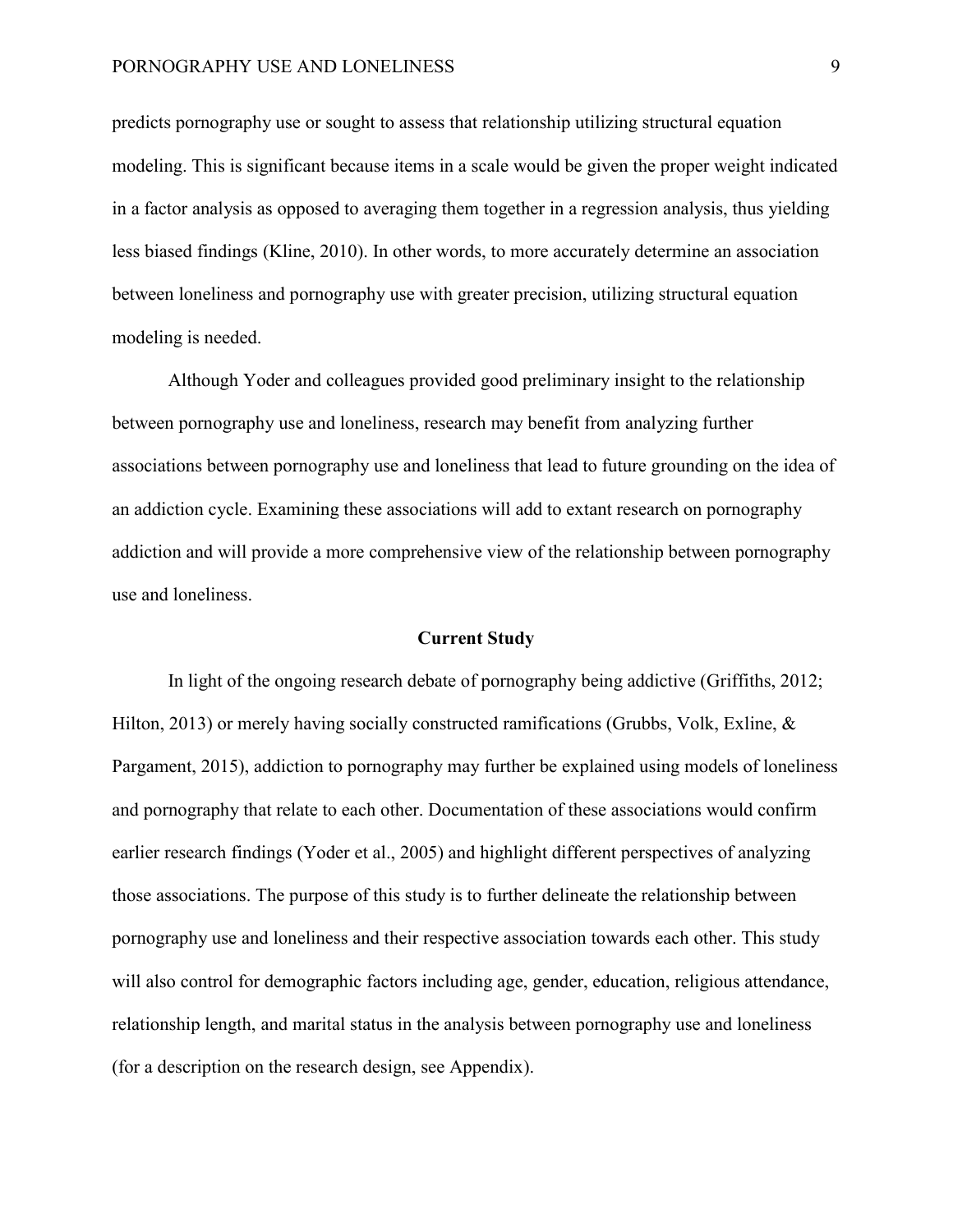predicts pornography use or sought to assess that relationship utilizing structural equation modeling. This is significant because items in a scale would be given the proper weight indicated in a factor analysis as opposed to averaging them together in a regression analysis, thus yielding less biased findings (Kline, 2010). In other words, to more accurately determine an association between loneliness and pornography use with greater precision, utilizing structural equation modeling is needed.

Although Yoder and colleagues provided good preliminary insight to the relationship between pornography use and loneliness, research may benefit from analyzing further associations between pornography use and loneliness that lead to future grounding on the idea of an addiction cycle. Examining these associations will add to extant research on pornography addiction and will provide a more comprehensive view of the relationship between pornography use and loneliness.

## Current Study

In light of the ongoing research debate of pornography being addictive (Griffiths, 2012; Hilton, 2013) or merely having socially constructed ramifications (Grubbs, Volk, Exline, & Pargament, 2015), addiction to pornography may further be explained using models of loneliness and pornography that relate to each other. Documentation of these associations would confirm earlier research findings (Yoder et al., 2005) and highlight different perspectives of analyzing those associations. The purpose of this study is to further delineate the relationship between pornography use and loneliness and their respective association towards each other. This study will also control for demographic factors including age, gender, education, religious attendance, relationship length, and marital status in the analysis between pornography use and loneliness (for a description on the research design, see Appendix).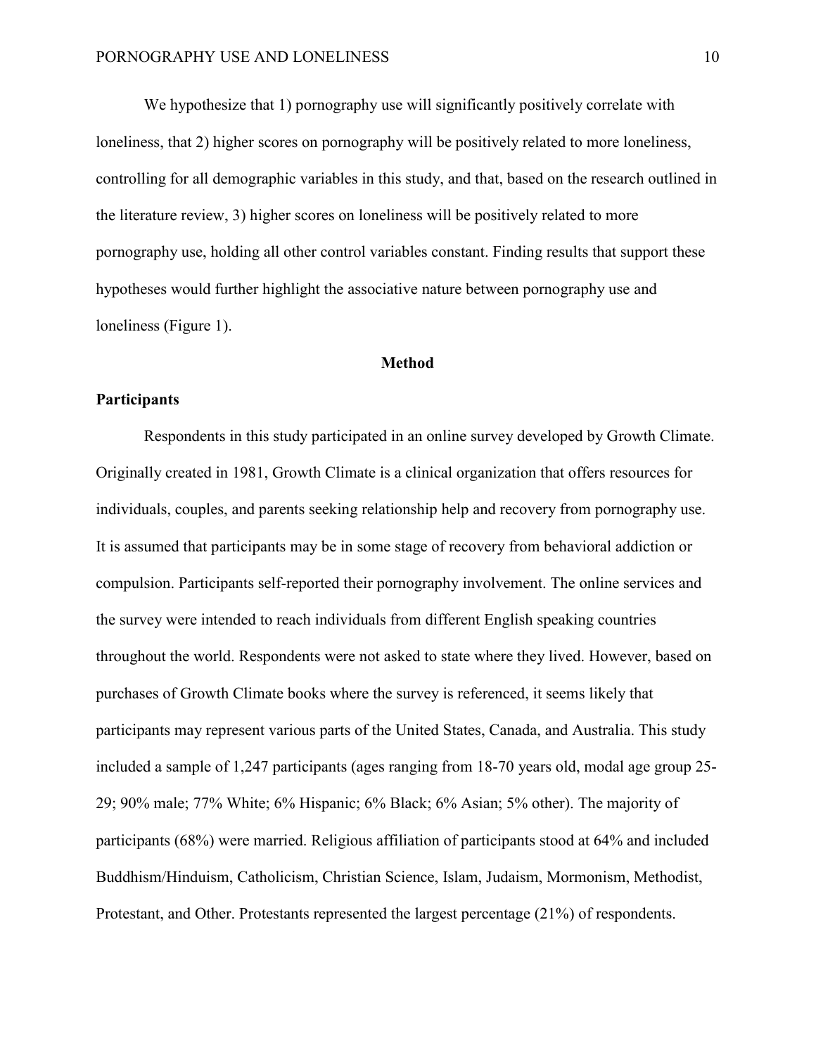We hypothesize that 1) pornography use will significantly positively correlate with loneliness, that 2) higher scores on pornography will be positively related to more loneliness, controlling for all demographic variables in this study, and that, based on the research outlined in the literature review, 3) higher scores on loneliness will be positively related to more pornography use, holding all other control variables constant. Finding results that support these hypotheses would further highlight the associative nature between pornography use and loneliness (Figure 1).

## Method

### Participants

Respondents in this study participated in an online survey developed by Growth Climate. Originally created in 1981, Growth Climate is a clinical organization that offers resources for individuals, couples, and parents seeking relationship help and recovery from pornography use. It is assumed that participants may be in some stage of recovery from behavioral addiction or compulsion. Participants self-reported their pornography involvement. The online services and the survey were intended to reach individuals from different English speaking countries throughout the world. Respondents were not asked to state where they lived. However, based on purchases of Growth Climate books where the survey is referenced, it seems likely that participants may represent various parts of the United States, Canada, and Australia. This study included a sample of 1,247 participants (ages ranging from 18-70 years old, modal age group 25-29; 90% male; 77% White; 6% Hispanic; 6% Black; 6% Asian; 5% other). The majority of participants (68%) were married. Religious affiliation of participants stood at 64% and included Buddhism/Hinduism, Catholicism, Christian Science, Islam, Judaism, Mormonism, Methodist, Protestant, and Other. Protestants represented the largest percentage (21%) of respondents.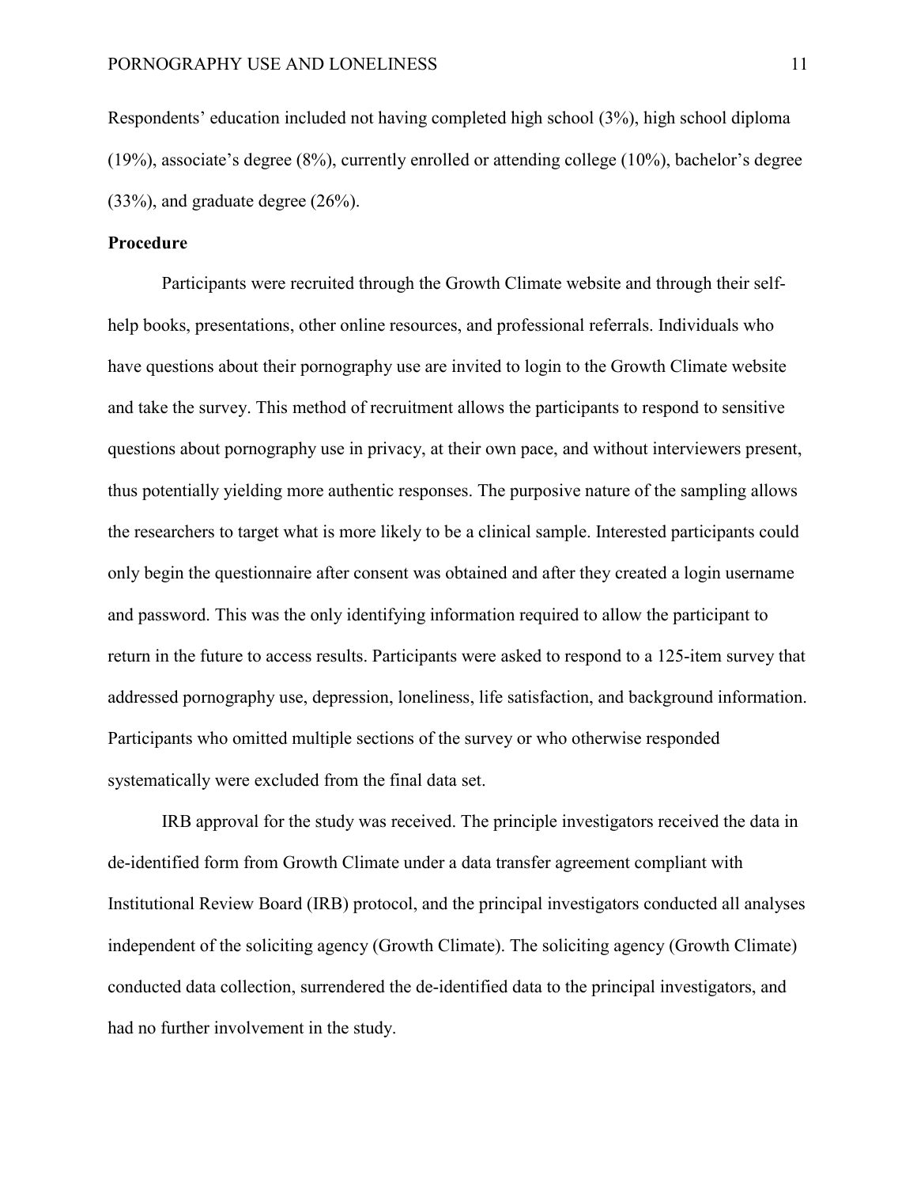Respondents' education included not having completed high school (3%), high school diploma (19%), associate's degree (8%), currently enrolled or attending college (10%), bachelor's degree (33%), and graduate degree (26%).

**Procedure**

Participants were recruited through the Growth Climate website and through their self-help books, presentations, other online resources, and professional referrals. Individuals who have questions about their pornography use are invited to login to the Growth Climate website and take the survey. This method of recruitment allows the participants to respond to sensitive questions about pornography use in privacy, at their own pace, and without interviewers present, thus potentially yielding more authentic responses. The purposive nature of the sampling allows the researchers to target what is more likely to be a clinical sample. Interested participants could only begin the questionnaire after consent was obtained and after they created a login username and password. This was the only identifying information required to allow the participant to return in the future to access results. Participants were asked to respond to a 125-item survey that addressed pornography use, depression, loneliness, life satisfaction, and background information. Participants who omitted multiple sections of the survey or who otherwise responded systematically were excluded from the final data set.

IRB approval for the study was received. The principle investigators received the data in de-identified form from Growth Climate under a data transfer agreement compliant with Institutional Review Board (IRB) protocol, and the principal investigators conducted all analyses independent of the soliciting agency (Growth Climate). The soliciting agency (Growth Climate) conducted data collection, surrendered the de-identified data to the principal investigators, and had no further involvement in the study.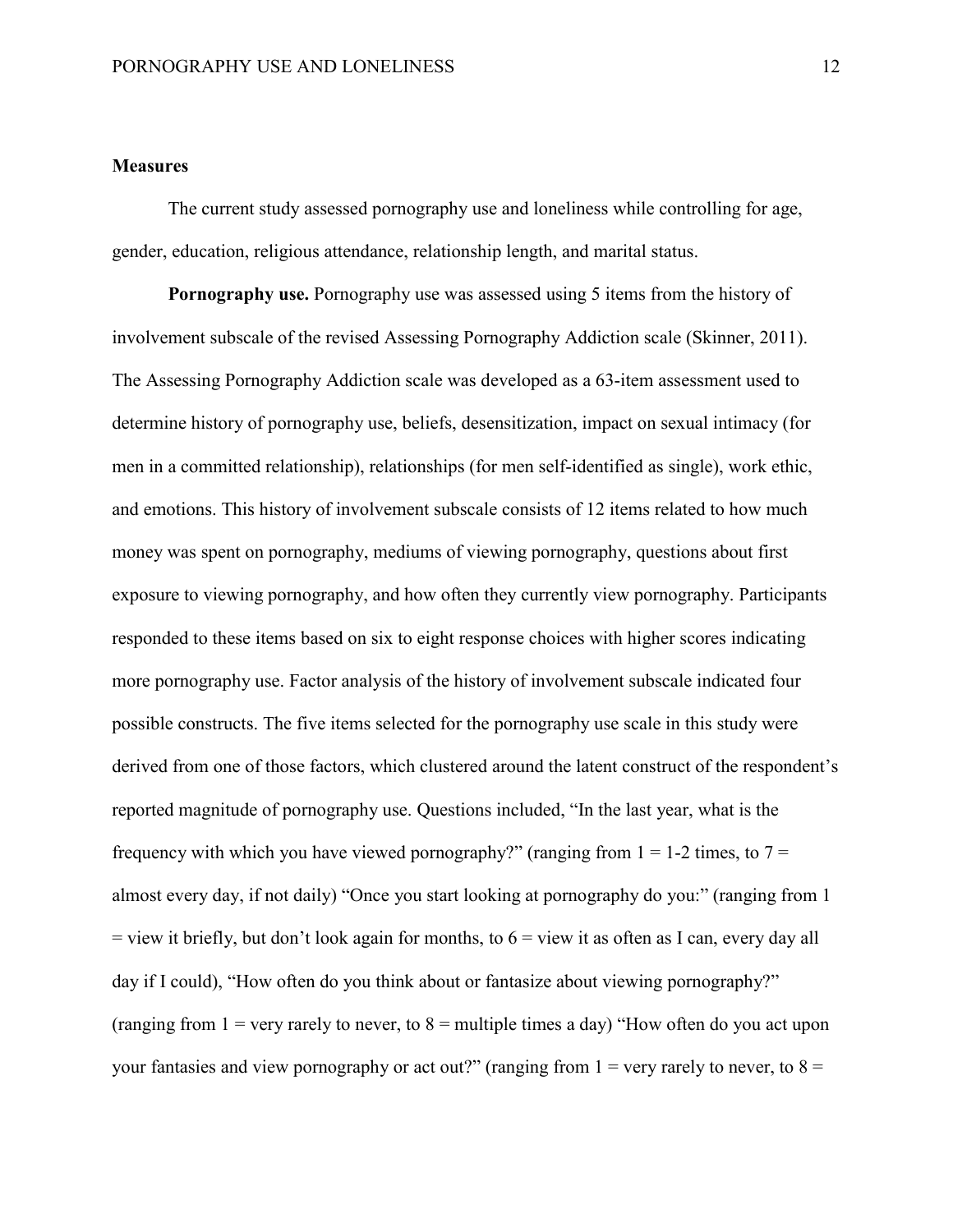## Measures

The current study assessed pornography use and loneliness while controlling for age, gender, education, religious attendance, relationship length, and marital status.

**Pornography use.** Pornography use was assessed using 5 items from the history of involvement subscale of the revised Assessing Pornography Addiction scale (Skinner, 2011). The Assessing Pornography Addiction scale was developed as a 63-item assessment used to determine history of pornography use, beliefs, desensitization, impact on sexual intimacy (for men in a committed relationship), relationships (for men self-identified as single), work ethic, and emotions. This history of involvement subscale consists of 12 items related to how much money was spent on pornography, mediums of viewing pornography, questions about first exposure to viewing pornography, and how often they currently view pornography. Participants responded to these items based on six to eight response choices with higher scores indicating more pornography use. Factor analysis of the history of involvement subscale indicated four possible constructs. The five items selected for the pornography use scale in this study were derived from one of those factors, which clustered around the latent construct of the respondent's reported magnitude of pornography use. Questions included, "In the last year, what is the frequency with which you have viewed pornography?" (ranging from 1 = 1-2 times, to 7 = almost every day, if not daily) "Once you start looking at pornography do you:" (ranging from 1 = view it briefly, but don't look again for months, to 6 = view it as often as I can, every day all day if I could), "How often do you think about or fantasize about viewing pornography?" (ranging from 1 = very rarely to never, to 8 = multiple times a day) "How often do you act upon your fantasies and view pornography or act out?" (ranging from 1 = very rarely to never, to 8 =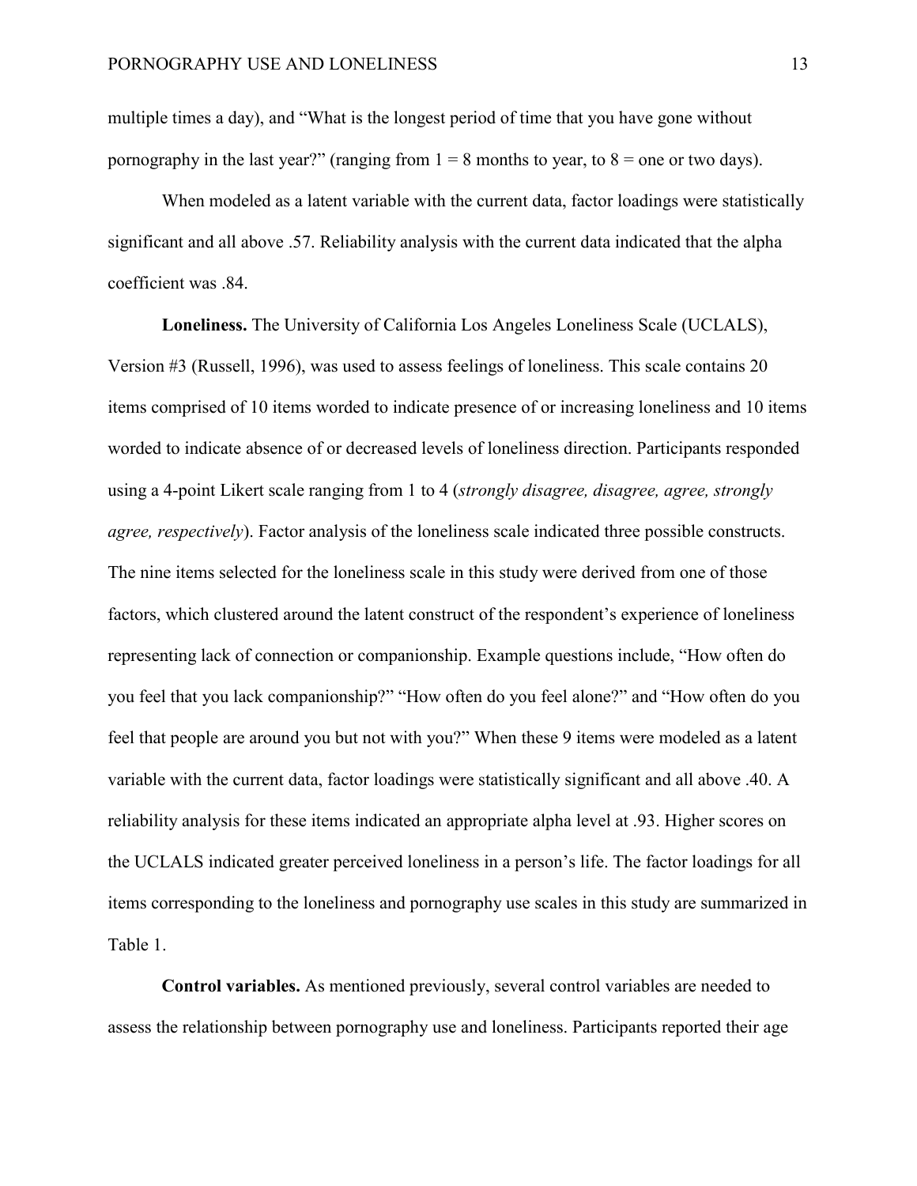multiple times a day), and "What is the longest period of time that you have gone without pornography in the last year?" (ranging from 1 = 8 months to year, to 8 = one or two days).

When modeled as a latent variable with the current data, factor loadings were statistically significant and all above .57. Reliability analysis with the current data indicated that the alpha coefficient was .84.

**Loneliness.** The University of California Los Angeles Loneliness Scale (UCLALS), Version #3 (Russell, 1996), was used to assess feelings of loneliness. This scale contains 20 items comprised of 10 items worded to indicate presence of or increasing loneliness and 10 items worded to indicate absence of or decreased levels of loneliness direction. Participants responded using a 4-point Likert scale ranging from 1 to 4 (*strongly disagree, disagree, agree, strongly agree, respectively*). Factor analysis of the loneliness scale indicated three possible constructs. The nine items selected for the loneliness scale in this study were derived from one of those factors, which clustered around the latent construct of the respondent's experience of loneliness representing lack of connection or companionship. Example questions include, "How often do you feel that you lack companionship?" "How often do you feel alone?" and "How often do you feel that people are around you but not with you?" When these 9 items were modeled as a latent variable with the current data, factor loadings were statistically significant and all above .40. A reliability analysis for these items indicated an appropriate alpha level at .93. Higher scores on the UCLALS indicated greater perceived loneliness in a person's life. The factor loadings for all items corresponding to the loneliness and pornography use scales in this study are summarized in Table 1.

**Control variables.** As mentioned previously, several control variables are needed to assess the relationship between pornography use and loneliness. Participants reported their age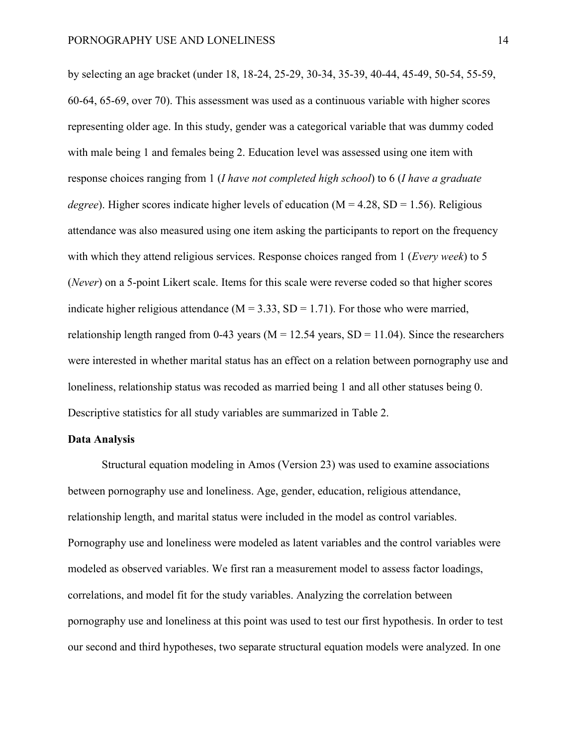by selecting an age bracket (under 18, 18-24, 25-29, 30-34, 35-39, 40-44, 45-49, 50-54, 55-59, 60-64, 65-69, over 70). This assessment was used as a continuous variable with higher scores representing older age. In this study, gender was a categorical variable that was dummy coded with male being 1 and females being 2. Education level was assessed using one item with response choices ranging from 1 (*I have not completed high school*) to 6 (*I have a graduate degree*). Higher scores indicate higher levels of education ($M = 4.28$, $SD = 1.56$). Religious attendance was also measured using one item asking the participants to report on the frequency with which they attend religious services. Response choices ranged from 1 (*Every week*) to 5 (*Never*) on a 5-point Likert scale. Items for this scale were reverse coded so that higher scores indicate higher religious attendance ($M = 3.33$, $SD = 1.71$). For those who were married, relationship length ranged from 0-43 years ($M = 12.54$ years, $SD = 11.04$). Since the researchers were interested in whether marital status has an effect on a relation between pornography use and loneliness, relationship status was recoded as married being 1 and all other statuses being 0. Descriptive statistics for all study variables are summarized in Table 2.

**Data Analysis**

Structural equation modeling in Amos (Version 23) was used to examine associations between pornography use and loneliness. Age, gender, education, religious attendance, relationship length, and marital status were included in the model as control variables. Pornography use and loneliness were modeled as latent variables and the control variables were modeled as observed variables. We first ran a measurement model to assess factor loadings, correlations, and model fit for the study variables. Analyzing the correlation between pornography use and loneliness at this point was used to test our first hypothesis. In order to test our second and third hypotheses, two separate structural equation models were analyzed. In one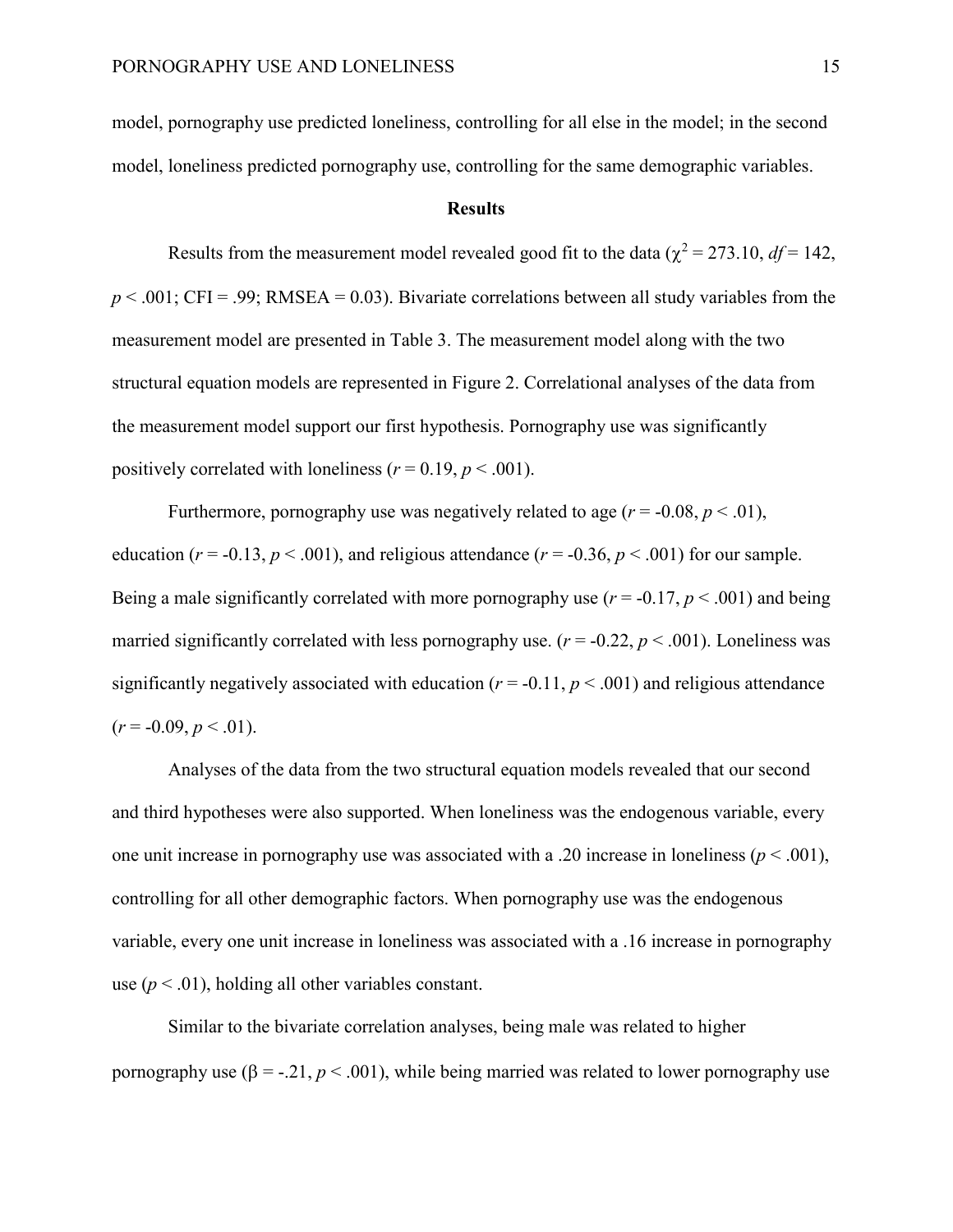model, pornography use predicted loneliness, controlling for all else in the model; in the second model, loneliness predicted pornography use, controlling for the same demographic variables.

## Results

Results from the measurement model revealed good fit to the data ($\chi^2 = 273.10$, $df = 142$, $p < .001$; CFI = .99; RMSEA = 0.03). Bivariate correlations between all study variables from the measurement model are presented in Table 3. The measurement model along with the two structural equation models are represented in Figure 2. Correlational analyses of the data from the measurement model support our first hypothesis. Pornography use was significantly positively correlated with loneliness ($r = 0.19$, $p < .001$).

Furthermore, pornography use was negatively related to age ($r = -0.08$, $p < .01$), education ($r = -0.13$, $p < .001$), and religious attendance ($r = -0.36$, $p < .001$) for our sample. Being a male significantly correlated with more pornography use ($r = -0.17$, $p < .001$) and being married significantly correlated with less pornography use. ($r = -0.22$, $p < .001$). Loneliness was significantly negatively associated with education ($r = -0.11$, $p < .001$) and religious attendance ($r = -0.09$, $p < .01$).

Analyses of the data from the two structural equation models revealed that our second and third hypotheses were also supported. When loneliness was the endogenous variable, every one unit increase in pornography use was associated with a .20 increase in loneliness ($p < .001$), controlling for all other demographic factors. When pornography use was the endogenous variable, every one unit increase in loneliness was associated with a .16 increase in pornography use ($p < .01$), holding all other variables constant.

Similar to the bivariate correlation analyses, being male was related to higher pornography use ($\beta = -.21$, $p < .001$), while being married was related to lower pornography use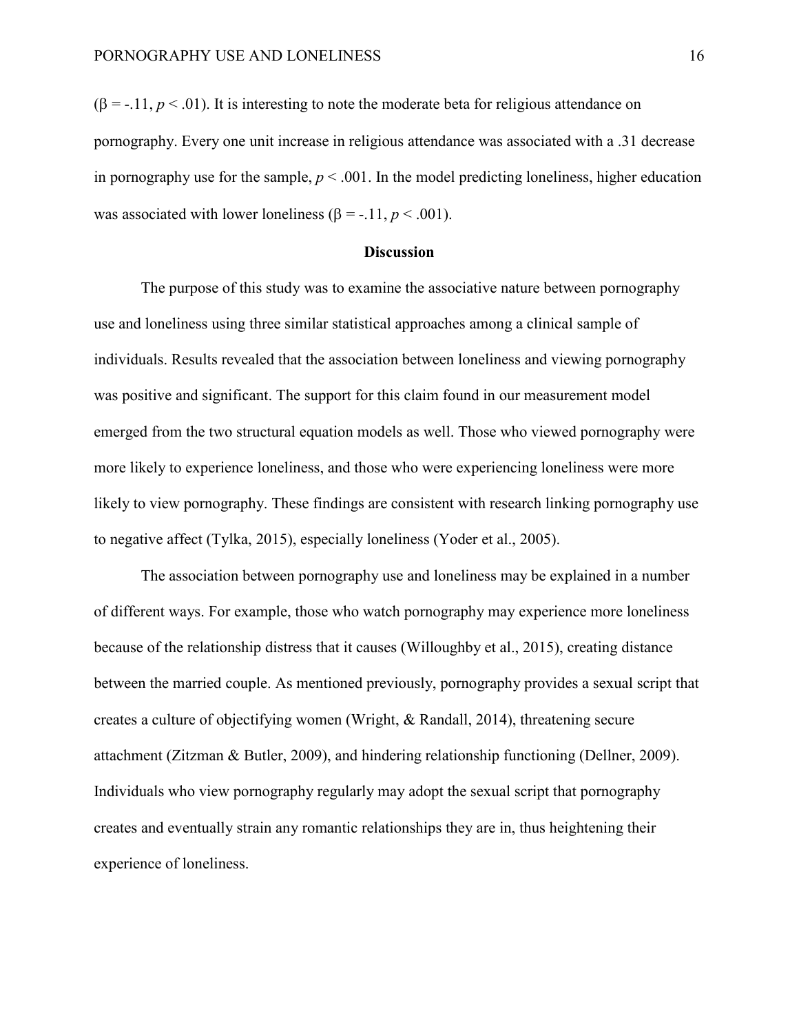($\beta = -.11$, $p < .01$). It is interesting to note the moderate beta for religious attendance on pornography. Every one unit increase in religious attendance was associated with a .31 decrease in pornography use for the sample, $p < .001$. In the model predicting loneliness, higher education was associated with lower loneliness ($\beta = -.11$, $p < .001$).

## Discussion

The purpose of this study was to examine the associative nature between pornography use and loneliness using three similar statistical approaches among a clinical sample of individuals. Results revealed that the association between loneliness and viewing pornography was positive and significant. The support for this claim found in our measurement model emerged from the two structural equation models as well. Those who viewed pornography were more likely to experience loneliness, and those who were experiencing loneliness were more likely to view pornography. These findings are consistent with research linking pornography use to negative affect (Tylka, 2015), especially loneliness (Yoder et al., 2005).

The association between pornography use and loneliness may be explained in a number of different ways. For example, those who watch pornography may experience more loneliness because of the relationship distress that it causes (Willoughby et al., 2015), creating distance between the married couple. As mentioned previously, pornography provides a sexual script that creates a culture of objectifying women (Wright, & Randall, 2014), threatening secure attachment (Zitzman & Butler, 2009), and hindering relationship functioning (Dellner, 2009). Individuals who view pornography regularly may adopt the sexual script that pornography creates and eventually strain any romantic relationships they are in, thus heightening their experience of loneliness.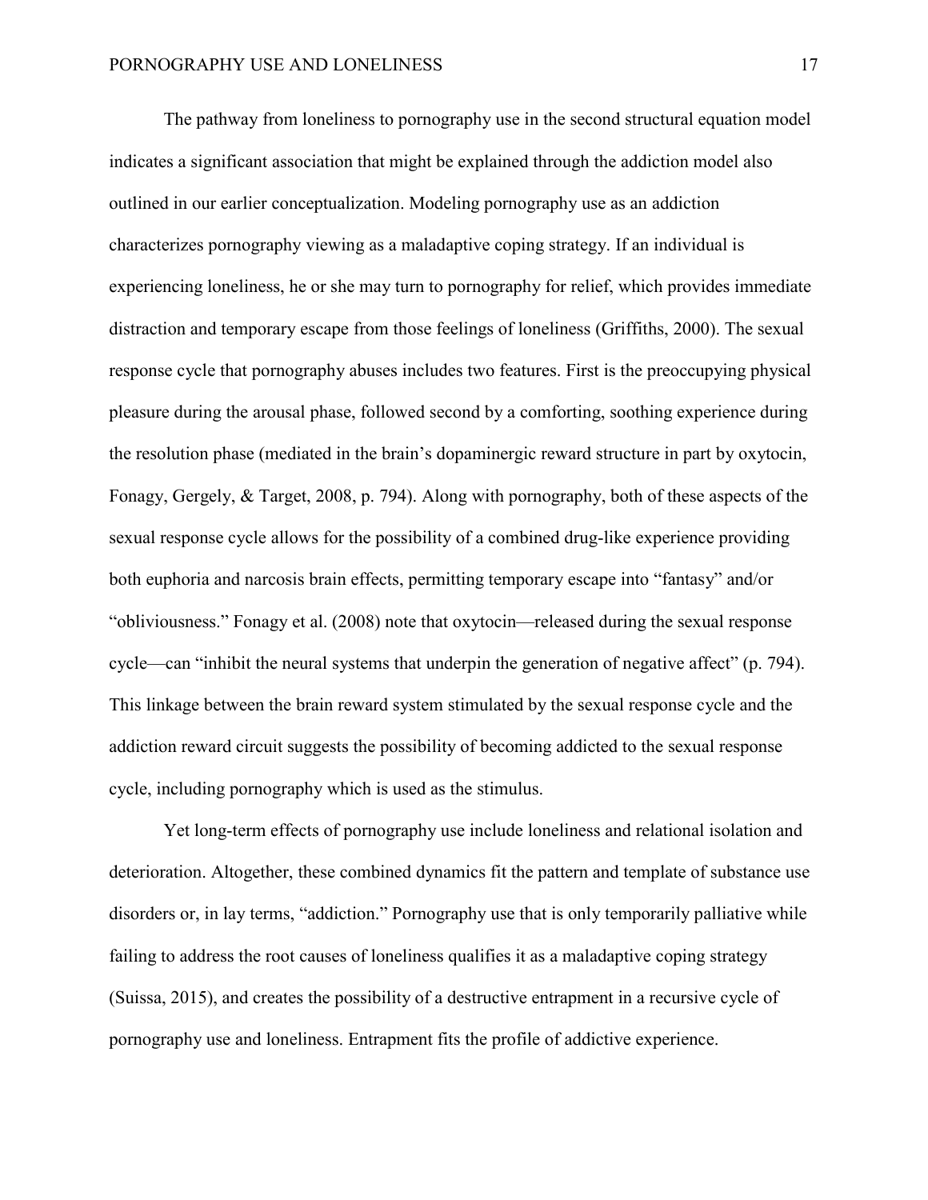The pathway from loneliness to pornography use in the second structural equation model indicates a significant association that might be explained through the addiction model also outlined in our earlier conceptualization. Modeling pornography use as an addiction characterizes pornography viewing as a maladaptive coping strategy. If an individual is experiencing loneliness, he or she may turn to pornography for relief, which provides immediate distraction and temporary escape from those feelings of loneliness (Griffiths, 2000). The sexual response cycle that pornography abuses includes two features. First is the preoccupying physical pleasure during the arousal phase, followed second by a comforting, soothing experience during the resolution phase (mediated in the brain's dopaminergic reward structure in part by oxytocin, Fonagy, Gergely, & Target, 2008, p. 794). Along with pornography, both of these aspects of the sexual response cycle allows for the possibility of a combined drug-like experience providing both euphoria and narcosis brain effects, permitting temporary escape into "fantasy" and/or "obliviousness." Fonagy et al. (2008) note that oxytocin—released during the sexual response cycle—can "inhibit the neural systems that underpin the generation of negative affect" (p. 794). This linkage between the brain reward system stimulated by the sexual response cycle and the addiction reward circuit suggests the possibility of becoming addicted to the sexual response cycle, including pornography which is used as the stimulus.

Yet long-term effects of pornography use include loneliness and relational isolation and deterioration. Altogether, these combined dynamics fit the pattern and template of substance use disorders or, in lay terms, "addiction." Pornography use that is only temporarily palliative while failing to address the root causes of loneliness qualifies it as a maladaptive coping strategy (Suissa, 2015), and creates the possibility of a destructive entrapment in a recursive cycle of pornography use and loneliness. Entrapment fits the profile of addictive experience.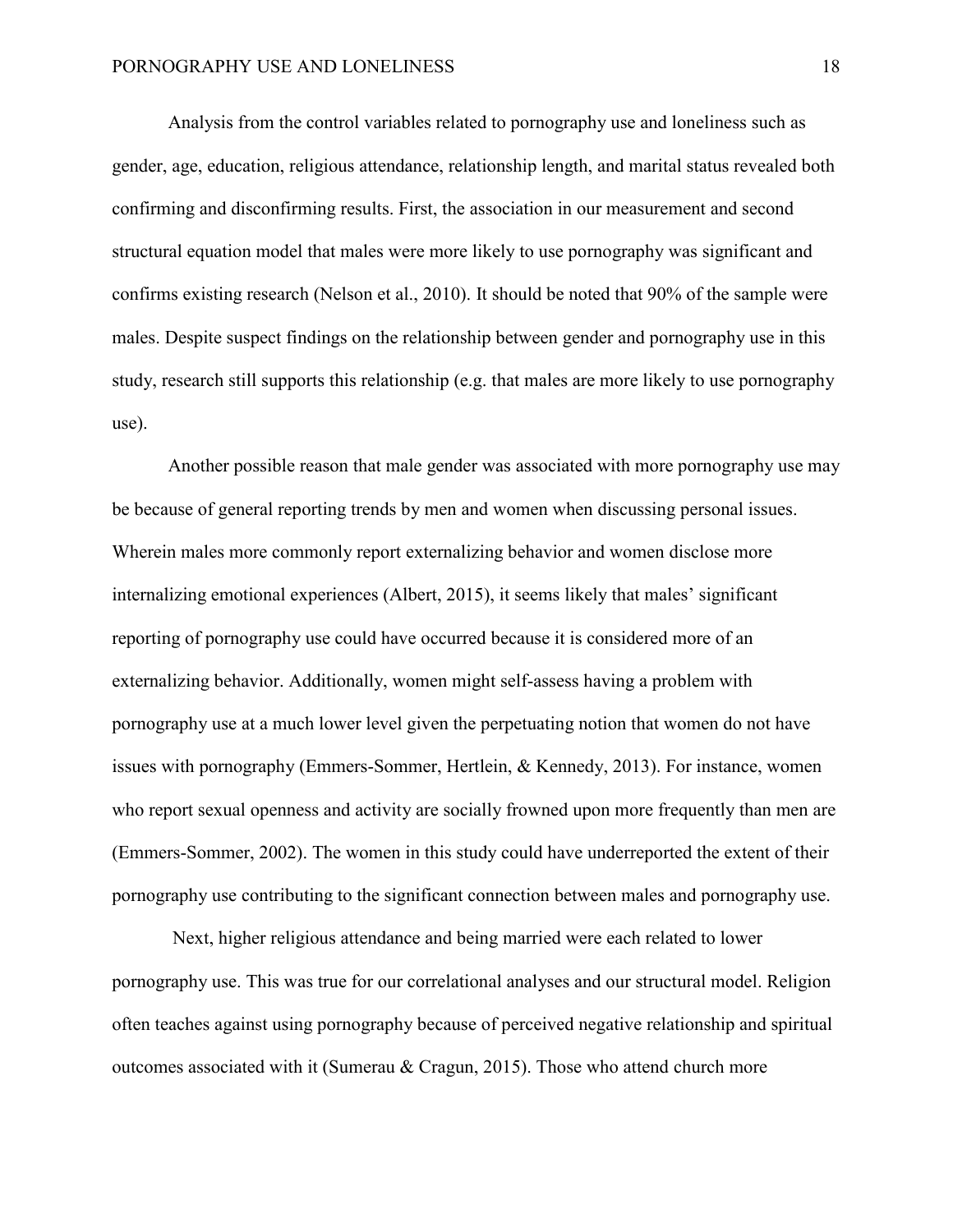Analysis from the control variables related to pornography use and loneliness such as gender, age, education, religious attendance, relationship length, and marital status revealed both confirming and disconfirming results. First, the association in our measurement and second structural equation model that males were more likely to use pornography was significant and confirms existing research (Nelson et al., 2010). It should be noted that 90% of the sample were males. Despite suspect findings on the relationship between gender and pornography use in this study, research still supports this relationship (e.g. that males are more likely to use pornography use).

Another possible reason that male gender was associated with more pornography use may be because of general reporting trends by men and women when discussing personal issues. Wherein males more commonly report externalizing behavior and women disclose more internalizing emotional experiences (Albert, 2015), it seems likely that males' significant reporting of pornography use could have occurred because it is considered more of an externalizing behavior. Additionally, women might self-assess having a problem with pornography use at a much lower level given the perpetuating notion that women do not have issues with pornography (Emmers-Sommer, Hertlein, & Kennedy, 2013). For instance, women who report sexual openness and activity are socially frowned upon more frequently than men are (Emmers-Sommer, 2002). The women in this study could have underreported the extent of their pornography use contributing to the significant connection between males and pornography use.

Next, higher religious attendance and being married were each related to lower pornography use. This was true for our correlational analyses and our structural model. Religion often teaches against using pornography because of perceived negative relationship and spiritual outcomes associated with it (Sumerau & Cragun, 2015). Those who attend church more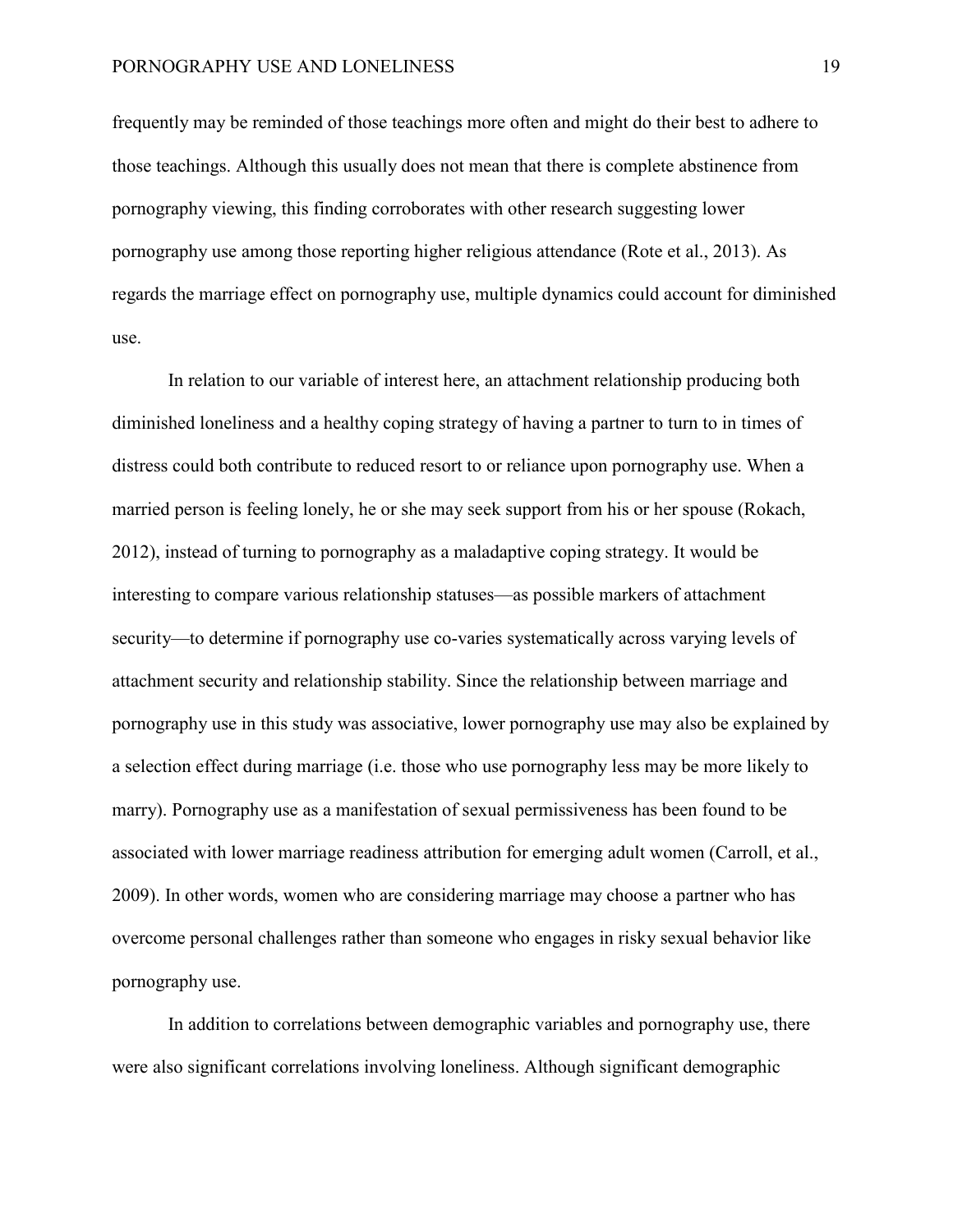frequently may be reminded of those teachings more often and might do their best to adhere to those teachings. Although this usually does not mean that there is complete abstinence from pornography viewing, this finding corroborates with other research suggesting lower pornography use among those reporting higher religious attendance (Rote et al., 2013). As regards the marriage effect on pornography use, multiple dynamics could account for diminished use.

In relation to our variable of interest here, an attachment relationship producing both diminished loneliness and a healthy coping strategy of having a partner to turn to in times of distress could both contribute to reduced resort to or reliance upon pornography use. When a married person is feeling lonely, he or she may seek support from his or her spouse (Rokach, 2012), instead of turning to pornography as a maladaptive coping strategy. It would be interesting to compare various relationship statuses—as possible markers of attachment security—to determine if pornography use co-varies systematically across varying levels of attachment security and relationship stability. Since the relationship between marriage and pornography use in this study was associative, lower pornography use may also be explained by a selection effect during marriage (i.e. those who use pornography less may be more likely to marry). Pornography use as a manifestation of sexual permissiveness has been found to be associated with lower marriage readiness attribution for emerging adult women (Carroll, et al., 2009). In other words, women who are considering marriage may choose a partner who has overcome personal challenges rather than someone who engages in risky sexual behavior like pornography use.

In addition to correlations between demographic variables and pornography use, there were also significant correlations involving loneliness. Although significant demographic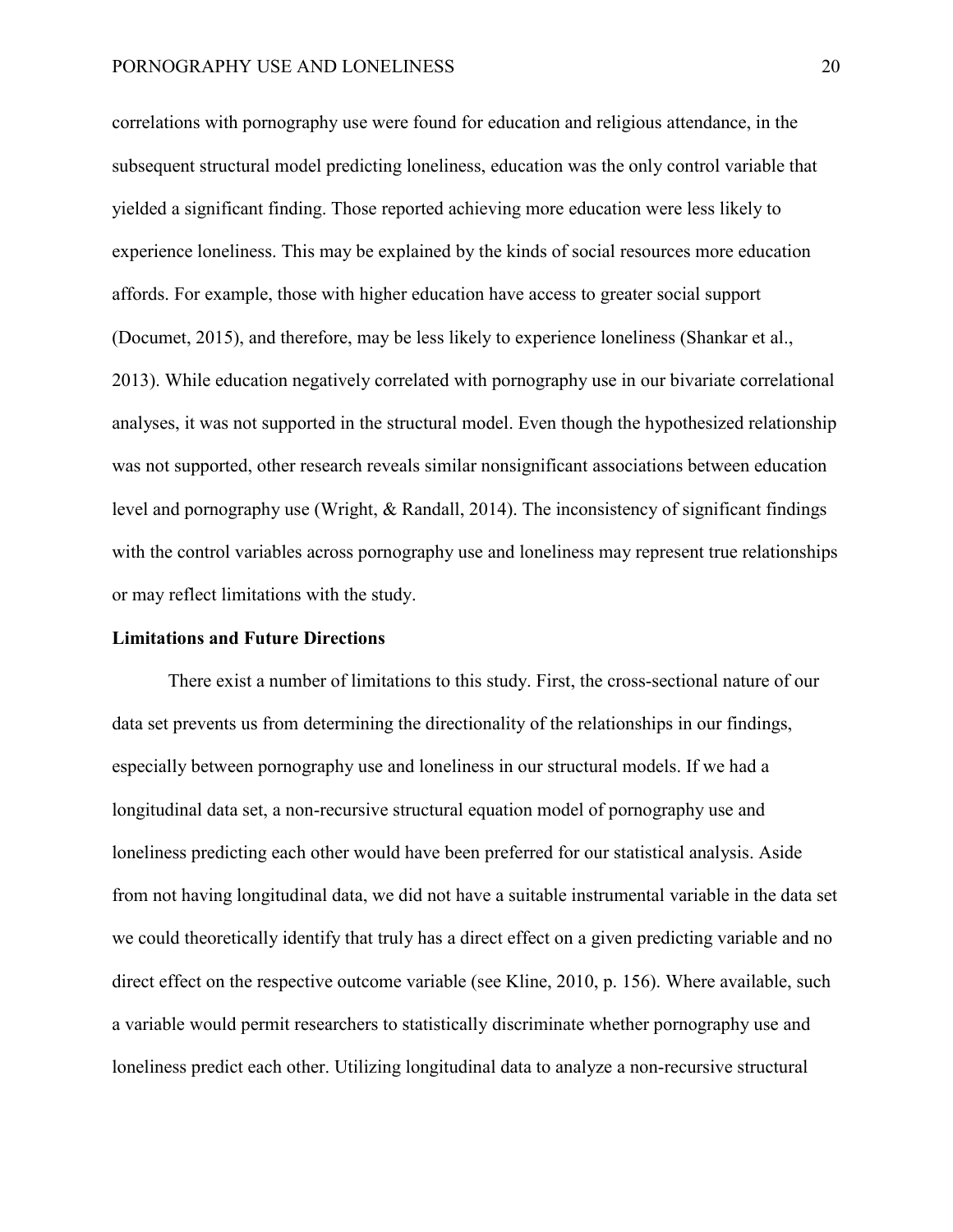correlations with pornography use were found for education and religious attendance, in the subsequent structural model predicting loneliness, education was the only control variable that yielded a significant finding. Those reported achieving more education were less likely to experience loneliness. This may be explained by the kinds of social resources more education affords. For example, those with higher education have access to greater social support (Documet, 2015), and therefore, may be less likely to experience loneliness (Shankar et al., 2013). While education negatively correlated with pornography use in our bivariate correlational analyses, it was not supported in the structural model. Even though the hypothesized relationship was not supported, other research reveals similar nonsignificant associations between education level and pornography use (Wright, & Randall, 2014). The inconsistency of significant findings with the control variables across pornography use and loneliness may represent true relationships or may reflect limitations with the study.

**Limitations and Future Directions**

There exist a number of limitations to this study. First, the cross-sectional nature of our data set prevents us from determining the directionality of the relationships in our findings, especially between pornography use and loneliness in our structural models. If we had a longitudinal data set, a non-recursive structural equation model of pornography use and loneliness predicting each other would have been preferred for our statistical analysis. Aside from not having longitudinal data, we did not have a suitable instrumental variable in the data set we could theoretically identify that truly has a direct effect on a given predicting variable and no direct effect on the respective outcome variable (see Kline, 2010, p. 156). Where available, such a variable would permit researchers to statistically discriminate whether pornography use and loneliness predict each other. Utilizing longitudinal data to analyze a non-recursive structural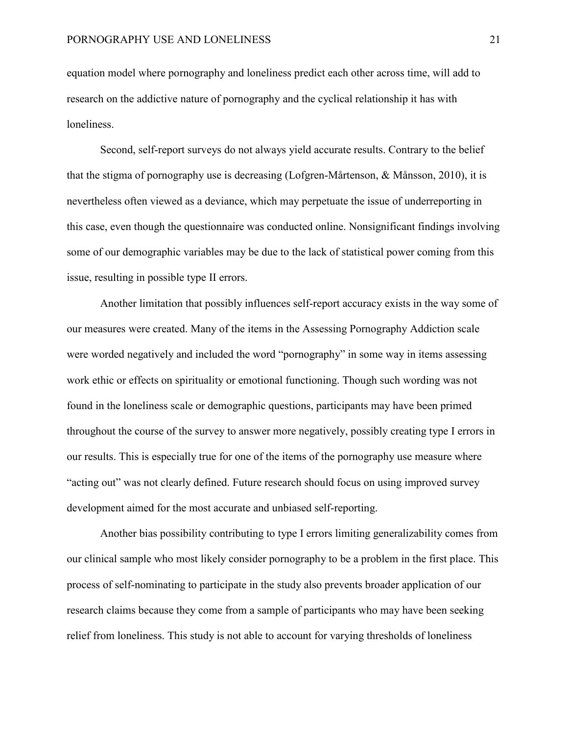equation model where pornography and loneliness predict each other across time, will add to research on the addictive nature of pornography and the cyclical relationship it has with loneliness.

Second, self-report surveys do not always yield accurate results. Contrary to the belief that the stigma of pornography use is decreasing (Lofgren-Mårtenson, & Månsson, 2010), it is nevertheless often viewed as a deviance, which may perpetuate the issue of underreporting in this case, even though the questionnaire was conducted online. Nonsignificant findings involving some of our demographic variables may be due to the lack of statistical power coming from this issue, resulting in possible type II errors.

Another limitation that possibly influences self-report accuracy exists in the way some of our measures were created. Many of the items in the Assessing Pornography Addiction scale were worded negatively and included the word "pornography" in some way in items assessing work ethic or effects on spirituality or emotional functioning. Though such wording was not found in the loneliness scale or demographic questions, participants may have been primed throughout the course of the survey to answer more negatively, possibly creating type I errors in our results. This is especially true for one of the items of the pornography use measure where "acting out" was not clearly defined. Future research should focus on using improved survey development aimed for the most accurate and unbiased self-reporting.

Another bias possibility contributing to type I errors limiting generalizability comes from our clinical sample who most likely consider pornography to be a problem in the first place. This process of self-nominating to participate in the study also prevents broader application of our research claims because they come from a sample of participants who may have been seeking relief from loneliness. This study is not able to account for varying thresholds of loneliness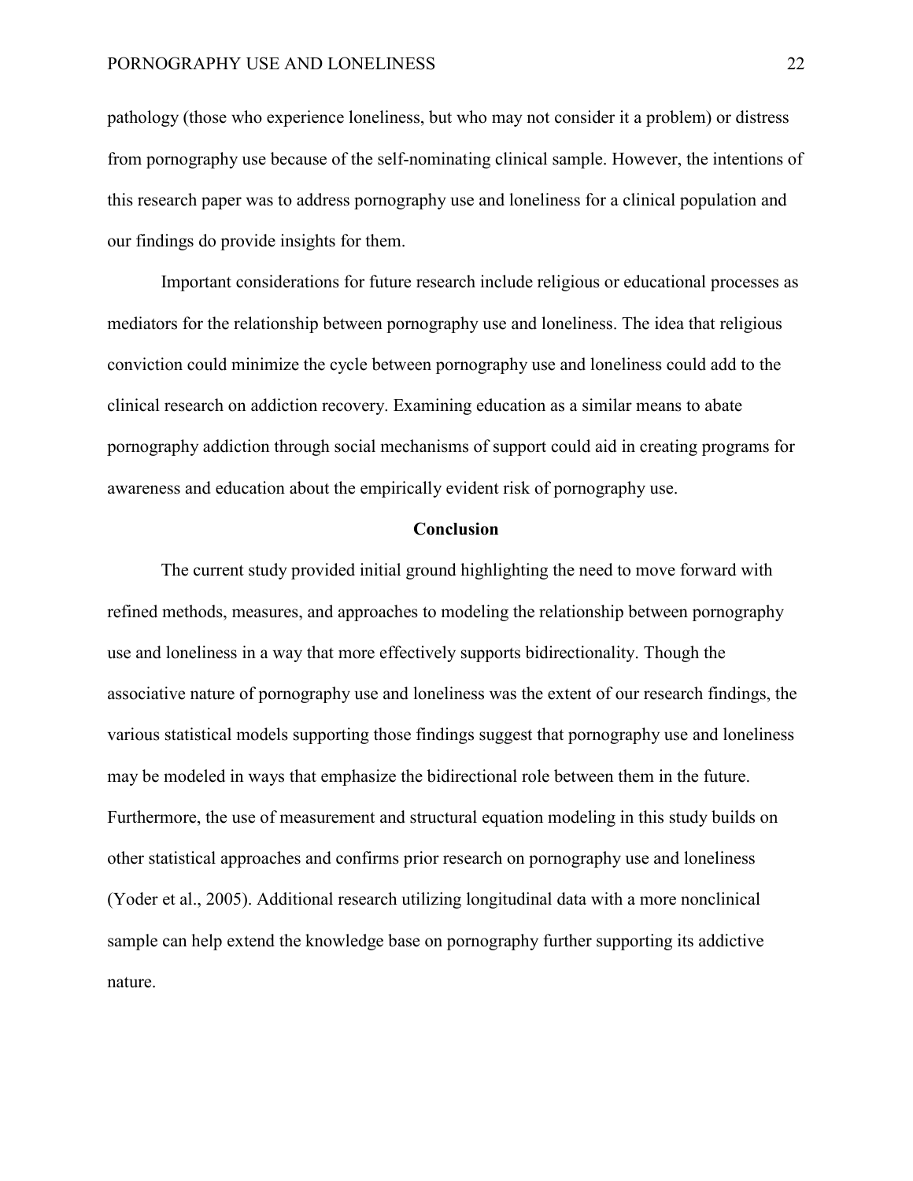pathology (those who experience loneliness, but who may not consider it a problem) or distress from pornography use because of the self-nominating clinical sample. However, the intentions of this research paper was to address pornography use and loneliness for a clinical population and our findings do provide insights for them.

Important considerations for future research include religious or educational processes as mediators for the relationship between pornography use and loneliness. The idea that religious conviction could minimize the cycle between pornography use and loneliness could add to the clinical research on addiction recovery. Examining education as a similar means to abate pornography addiction through social mechanisms of support could aid in creating programs for awareness and education about the empirically evident risk of pornography use.

## Conclusion

The current study provided initial ground highlighting the need to move forward with refined methods, measures, and approaches to modeling the relationship between pornography use and loneliness in a way that more effectively supports bidirectionality. Though the associative nature of pornography use and loneliness was the extent of our research findings, the various statistical models supporting those findings suggest that pornography use and loneliness may be modeled in ways that emphasize the bidirectional role between them in the future. Furthermore, the use of measurement and structural equation modeling in this study builds on other statistical approaches and confirms prior research on pornography use and loneliness (Yoder et al., 2005). Additional research utilizing longitudinal data with a more nonclinical sample can help extend the knowledge base on pornography further supporting its addictive nature.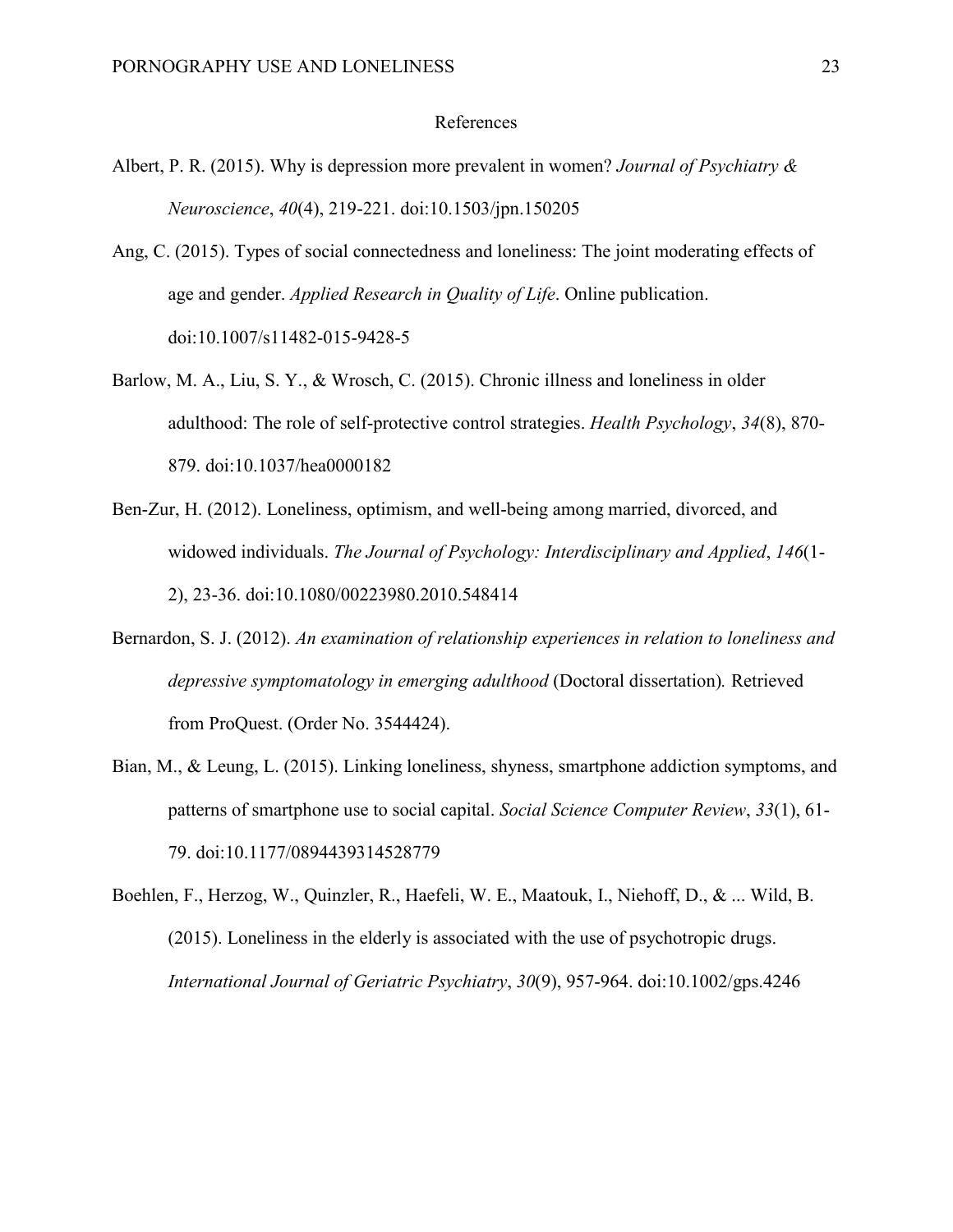# References

Albert, P. R. (2015). Why is depression more prevalent in women? *Journal of Psychiatry & Neuroscience*, *40*(4), 219-221. doi:10.1503/jpn.150205

Ang, C. (2015). Types of social connectedness and loneliness: The joint moderating effects of age and gender. *Applied Research in Quality of Life*. Online publication. doi:10.1007/s11482-015-9428-5

Barlow, M. A., Liu, S. Y., & Wrosch, C. (2015). Chronic illness and loneliness in older adulthood: The role of self-protective control strategies. *Health Psychology*, *34*(8), 870-879. doi:10.1037/hea0000182

Ben-Zur, H. (2012). Loneliness, optimism, and well-being among married, divorced, and widowed individuals. *The Journal of Psychology: Interdisciplinary and Applied*, *146*(1-2), 23-36. doi:10.1080/00223980.2010.548414

Bernardon, S. J. (2012). *An examination of relationship experiences in relation to loneliness and depressive symptomatology in emerging adulthood* (Doctoral dissertation)*.* Retrieved from ProQuest. (Order No. 3544424).

Bian, M., & Leung, L. (2015). Linking loneliness, shyness, smartphone addiction symptoms, and patterns of smartphone use to social capital. *Social Science Computer Review*, *33*(1), 61-79. doi:10.1177/0894439314528779

Boehlen, F., Herzog, W., Quinzler, R., Haefeli, W. E., Maatouk, I., Niehoff, D., & ... Wild, B. (2015). Loneliness in the elderly is associated with the use of psychotropic drugs. *International Journal of Geriatric Psychiatry*, *30*(9), 957-964. doi:10.1002/gps.4246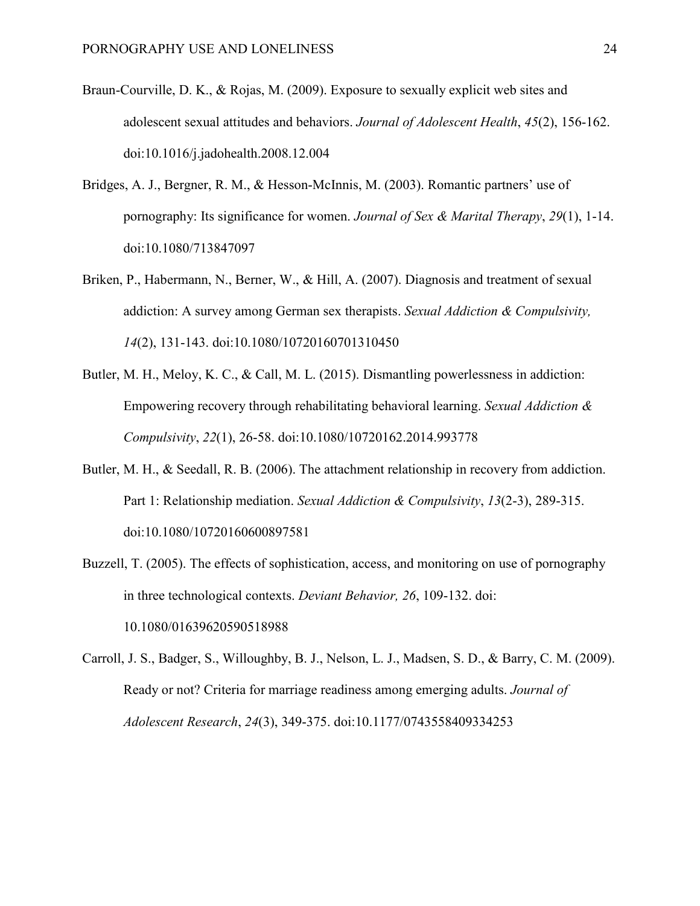Braun-Courville, D. K., & Rojas, M. (2009). Exposure to sexually explicit web sites and adolescent sexual attitudes and behaviors. *Journal of Adolescent Health*, *45*(2), 156-162. doi:10.1016/j.jadohealth.2008.12.004

Bridges, A. J., Bergner, R. M., & Hesson-McInnis, M. (2003). Romantic partners' use of pornography: Its significance for women. *Journal of Sex & Marital Therapy*, *29*(1), 1-14. doi:10.1080/713847097

Briken, P., Habermann, N., Berner, W., & Hill, A. (2007). Diagnosis and treatment of sexual addiction: A survey among German sex therapists. *Sexual Addiction & Compulsivity, 14*(2), 131-143. doi:10.1080/10720160701310450

Butler, M. H., Meloy, K. C., & Call, M. L. (2015). Dismantling powerlessness in addiction: Empowering recovery through rehabilitating behavioral learning. *Sexual Addiction & Compulsivity*, *22*(1), 26-58. doi:10.1080/10720162.2014.993778

Butler, M. H., & Seedall, R. B. (2006). The attachment relationship in recovery from addiction. Part 1: Relationship mediation. *Sexual Addiction & Compulsivity*, *13*(2-3), 289-315. doi:10.1080/10720160600897581

Buzzell, T. (2005). The effects of sophistication, access, and monitoring on use of pornography in three technological contexts. *Deviant Behavior, 26*, 109-132. doi: 10.1080/01639620590518988

Carroll, J. S., Badger, S., Willoughby, B. J., Nelson, L. J., Madsen, S. D., & Barry, C. M. (2009). Ready or not? Criteria for marriage readiness among emerging adults. *Journal of Adolescent Research*, *24*(3), 349-375. doi:10.1177/0743558409334253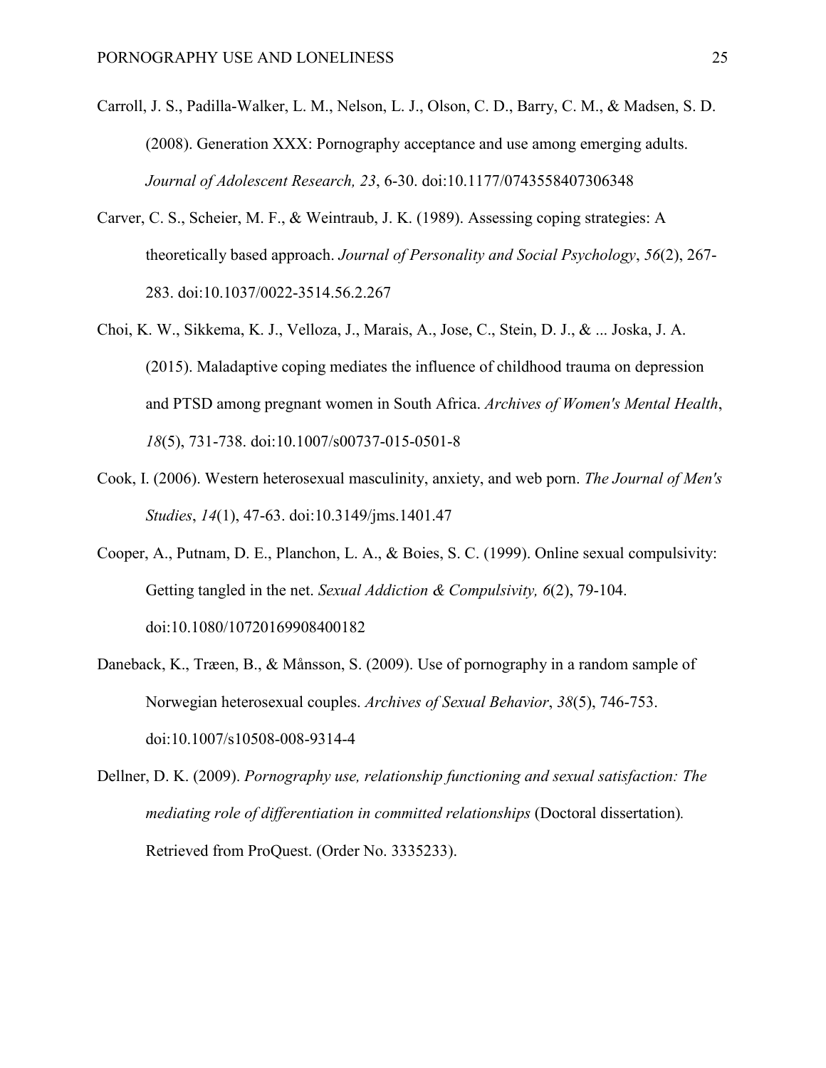Carroll, J. S., Padilla-Walker, L. M., Nelson, L. J., Olson, C. D., Barry, C. M., & Madsen, S. D. (2008). Generation XXX: Pornography acceptance and use among emerging adults. *Journal of Adolescent Research, 23*, 6-30. doi:10.1177/0743558407306348

Carver, C. S., Scheier, M. F., & Weintraub, J. K. (1989). Assessing coping strategies: A theoretically based approach. *Journal of Personality and Social Psychology*, *56*(2), 267-283. doi:10.1037/0022-3514.56.2.267

Choi, K. W., Sikkema, K. J., Velloza, J., Marais, A., Jose, C., Stein, D. J., & ... Joska, J. A. (2015). Maladaptive coping mediates the influence of childhood trauma on depression and PTSD among pregnant women in South Africa. *Archives of Women's Mental Health*, *18*(5), 731-738. doi:10.1007/s00737-015-0501-8

Cook, I. (2006). Western heterosexual masculinity, anxiety, and web porn. *The Journal of Men's Studies*, *14*(1), 47-63. doi:10.3149/jms.1401.47

Cooper, A., Putnam, D. E., Planchon, L. A., & Boies, S. C. (1999). Online sexual compulsivity: Getting tangled in the net. *Sexual Addiction & Compulsivity, 6*(2), 79-104. doi:10.1080/10720169908400182

Daneback, K., Træen, B., & Månsson, S. (2009). Use of pornography in a random sample of Norwegian heterosexual couples. *Archives of Sexual Behavior*, *38*(5), 746-753. doi:10.1007/s10508-008-9314-4

Dellner, D. K. (2009). *Pornography use, relationship functioning and sexual satisfaction: The mediating role of differentiation in committed relationships* (Doctoral dissertation). Retrieved from ProQuest. (Order No. 3335233).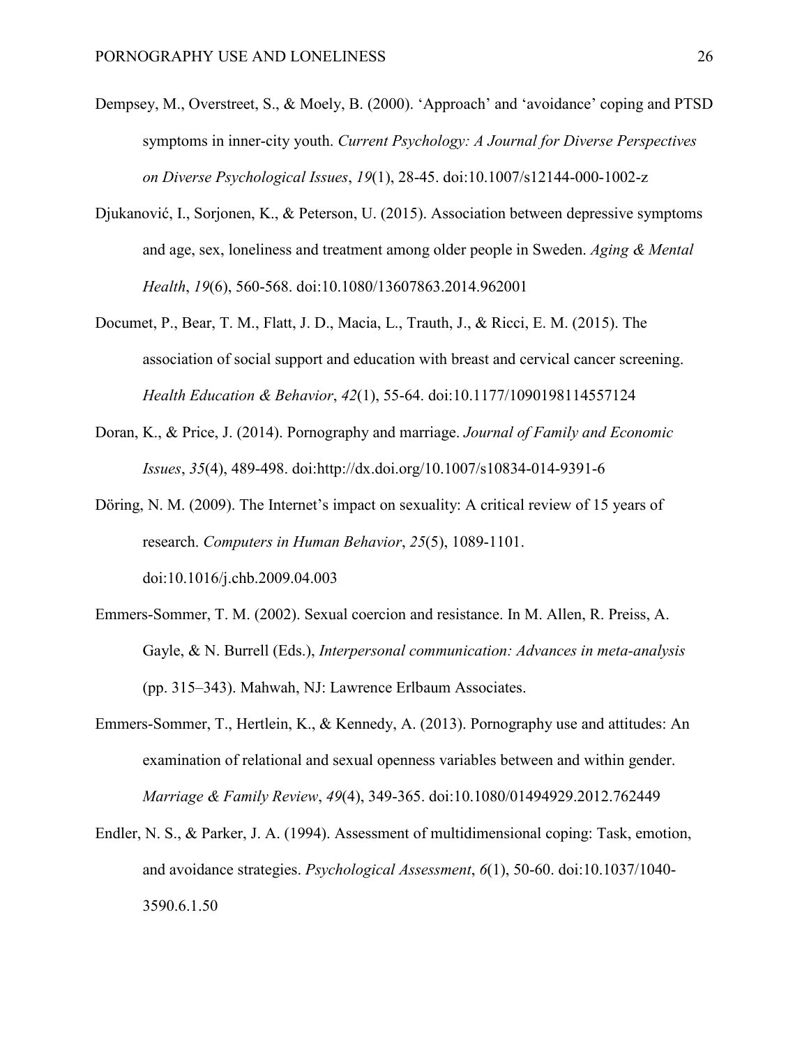Dempsey, M., Overstreet, S., & Moely, B. (2000). 'Approach' and 'avoidance' coping and PTSD symptoms in inner-city youth. *Current Psychology: A Journal for Diverse Perspectives on Diverse Psychological Issues*, *19*(1), 28-45. doi:10.1007/s12144-000-1002-z

Djukanović, I., Sorjonen, K., & Peterson, U. (2015). Association between depressive symptoms and age, sex, loneliness and treatment among older people in Sweden. *Aging & Mental Health*, *19*(6), 560-568. doi:10.1080/13607863.2014.962001

Documet, P., Bear, T. M., Flatt, J. D., Macia, L., Trauth, J., & Ricci, E. M. (2015). The association of social support and education with breast and cervical cancer screening. *Health Education & Behavior*, *42*(1), 55-64. doi:10.1177/1090198114557124

Doran, K., & Price, J. (2014). Pornography and marriage. *Journal of Family and Economic Issues*, *35*(4), 489-498. doi:http://dx.doi.org/10.1007/s10834-014-9391-6

Döring, N. M. (2009). The Internet's impact on sexuality: A critical review of 15 years of research. *Computers in Human Behavior*, *25*(5), 1089-1101. doi:10.1016/j.chb.2009.04.003

Emmers-Sommer, T. M. (2002). Sexual coercion and resistance. In M. Allen, R. Preiss, A. Gayle, & N. Burrell (Eds.), *Interpersonal communication: Advances in meta-analysis* (pp. 315–343). Mahwah, NJ: Lawrence Erlbaum Associates.

Emmers-Sommer, T., Hertlein, K., & Kennedy, A. (2013). Pornography use and attitudes: An examination of relational and sexual openness variables between and within gender. *Marriage & Family Review*, *49*(4), 349-365. doi:10.1080/01494929.2012.762449

Endler, N. S., & Parker, J. A. (1994). Assessment of multidimensional coping: Task, emotion, and avoidance strategies. *Psychological Assessment*, *6*(1), 50-60. doi:10.1037/1040-3590.6.1.50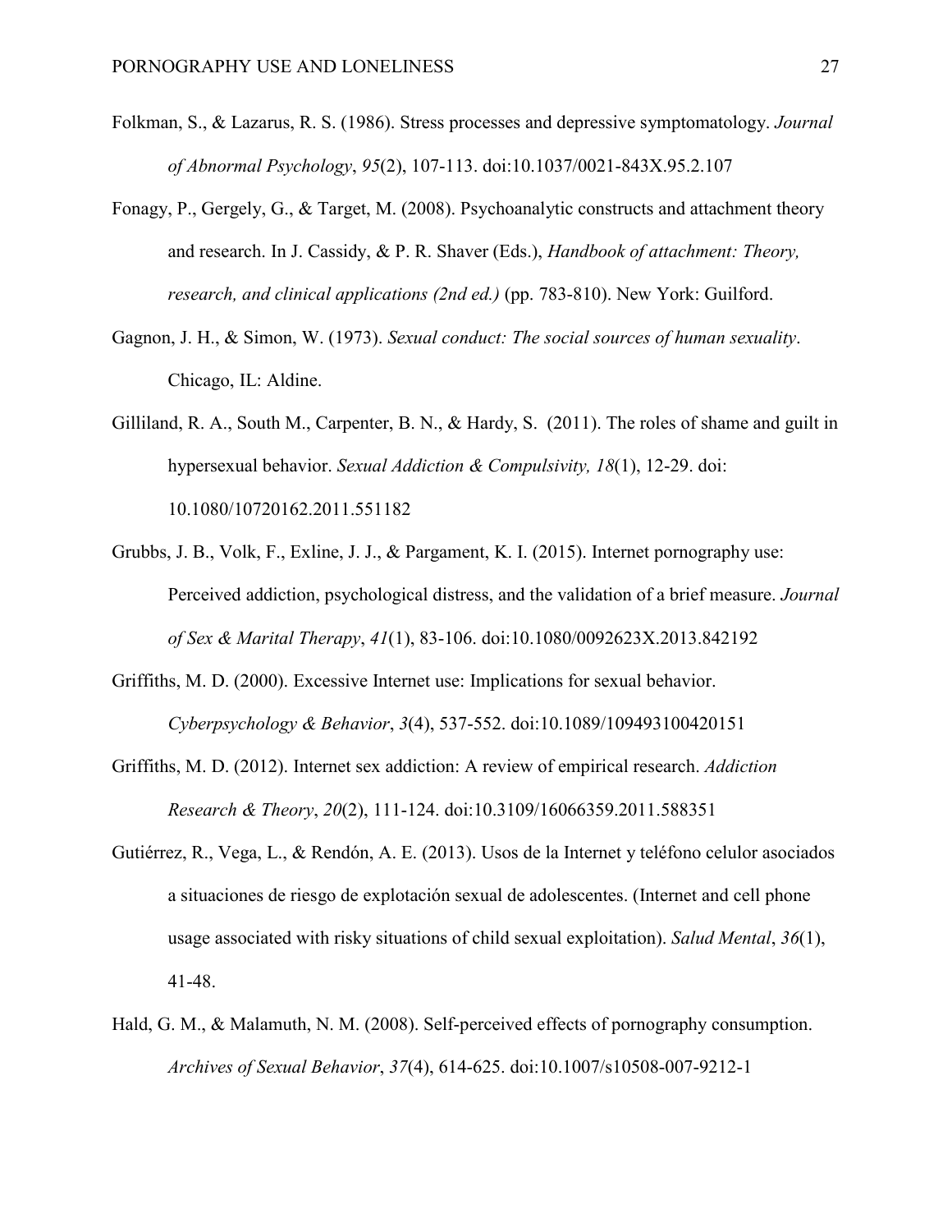Folkman, S., & Lazarus, R. S. (1986). Stress processes and depressive symptomatology. *Journal of Abnormal Psychology*, *95*(2), 107-113. doi:10.1037/0021-843X.95.2.107

Fonagy, P., Gergely, G., & Target, M. (2008). Psychoanalytic constructs and attachment theory and research. In J. Cassidy, & P. R. Shaver (Eds.), *Handbook of attachment: Theory, research, and clinical applications (2nd ed.)* (pp. 783-810). New York: Guilford.

Gagnon, J. H., & Simon, W. (1973). *Sexual conduct: The social sources of human sexuality*. Chicago, IL: Aldine.

Gilliland, R. A., South M., Carpenter, B. N., & Hardy, S. (2011). The roles of shame and guilt in hypersexual behavior. *Sexual Addiction & Compulsivity, 18*(1), 12-29. doi: 10.1080/10720162.2011.551182

Grubbs, J. B., Volk, F., Exline, J. J., & Pargament, K. I. (2015). Internet pornography use: Perceived addiction, psychological distress, and the validation of a brief measure. *Journal of Sex & Marital Therapy*, *41*(1), 83-106. doi:10.1080/0092623X.2013.842192

Griffiths, M. D. (2000). Excessive Internet use: Implications for sexual behavior. *Cyberpsychology & Behavior*, *3*(4), 537-552. doi:10.1089/109493100420151

Griffiths, M. D. (2012). Internet sex addiction: A review of empirical research. *Addiction Research & Theory*, *20*(2), 111-124. doi:10.3109/16066359.2011.588351

Gutiérrez, R., Vega, L., & Rendón, A. E. (2013). Usos de la Internet y teléfono celulor asociados a situaciones de riesgo de explotación sexual de adolescentes. (Internet and cell phone usage associated with risky situations of child sexual exploitation). *Salud Mental*, *36*(1), 41-48.

Hald, G. M., & Malamuth, N. M. (2008). Self-perceived effects of pornography consumption. *Archives of Sexual Behavior*, *37*(4), 614-625. doi:10.1007/s10508-007-9212-1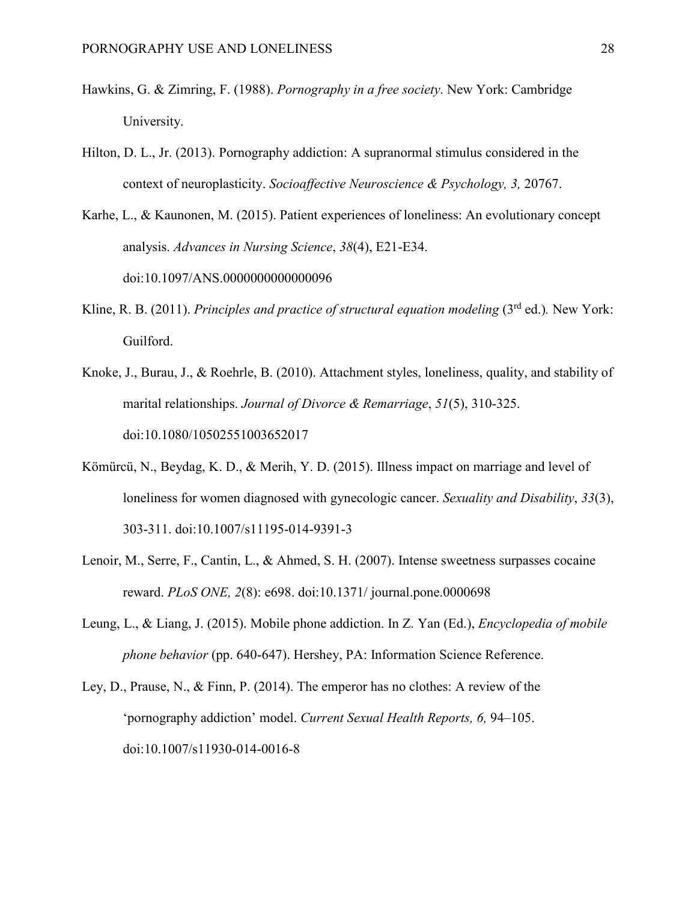Hawkins, G. & Zimring, F. (1988). *Pornography in a free society*. New York: Cambridge University.

Hilton, D. L., Jr. (2013). Pornography addiction: A supranormal stimulus considered in the context of neuroplasticity. *Socioaffective Neuroscience & Psychology, 3,* 20767.

Karhe, L., & Kaunonen, M. (2015). Patient experiences of loneliness: An evolutionary concept analysis. *Advances in Nursing Science*, *38*(4), E21-E34. doi:10.1097/ANS.0000000000000096

Kline, R. B. (2011). *Principles and practice of structural equation modeling* (3rd ed.)*.* New York: Guilford.

Knoke, J., Burau, J., & Roehrle, B. (2010). Attachment styles, loneliness, quality, and stability of marital relationships. *Journal of Divorce & Remarriage*, *51*(5), 310-325. doi:10.1080/10502551003652017

Kömürcü, N., Beydag, K. D., & Merih, Y. D. (2015). Illness impact on marriage and level of loneliness for women diagnosed with gynecologic cancer. *Sexuality and Disability*, *33*(3), 303-311. doi:10.1007/s11195-014-9391-3

Lenoir, M., Serre, F., Cantin, L., & Ahmed, S. H. (2007). Intense sweetness surpasses cocaine reward. *PLoS ONE, 2*(8): e698. doi:10.1371/ journal.pone.0000698

Leung, L., & Liang, J. (2015). Mobile phone addiction. In Z. Yan (Ed.), *Encyclopedia of mobile phone behavior* (pp. 640-647). Hershey, PA: Information Science Reference.

Ley, D., Prause, N., & Finn, P. (2014). The emperor has no clothes: A review of the 'pornography addiction' model. *Current Sexual Health Reports, 6,* 94–105. doi:10.1007/s11930-014-0016-8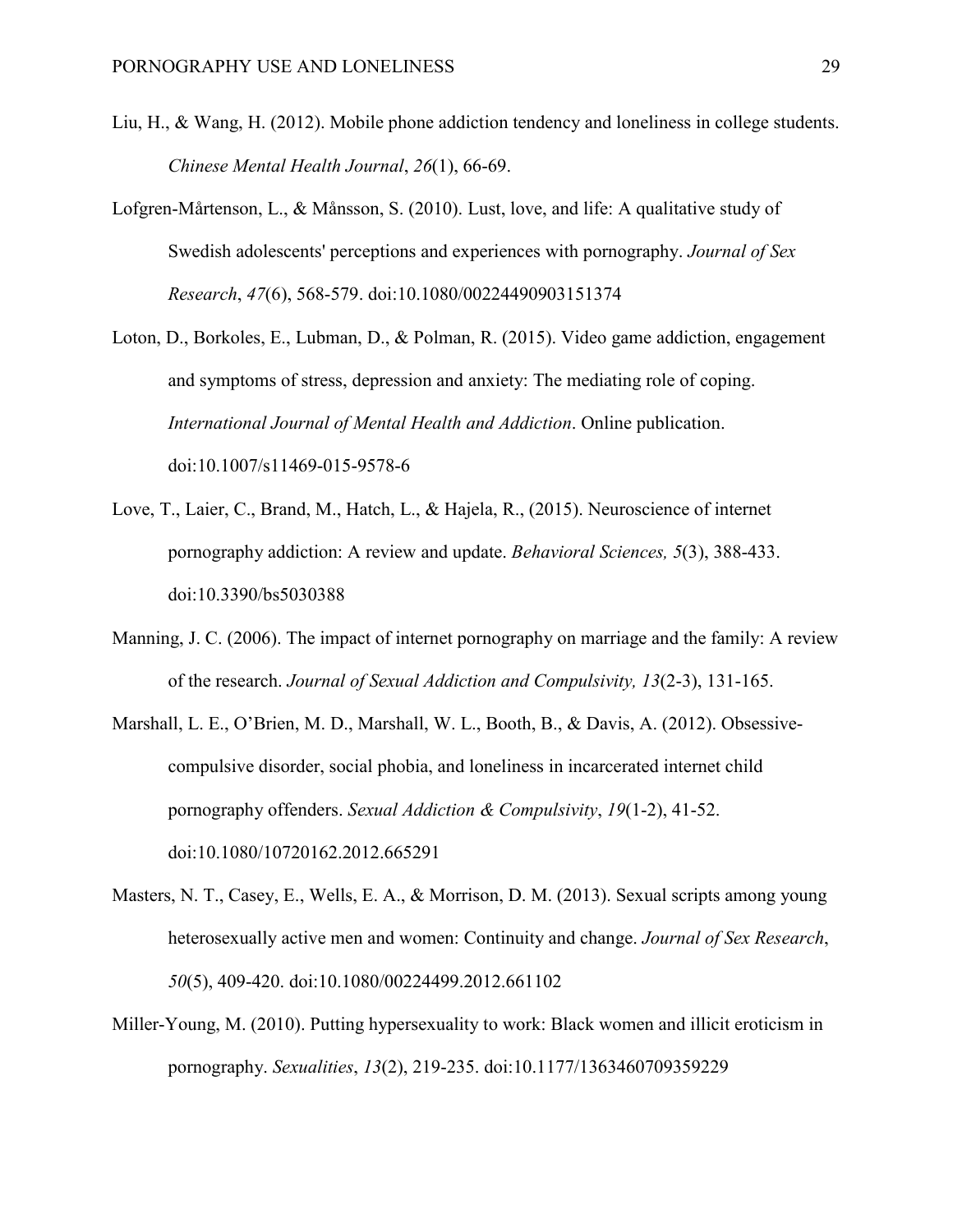Liu, H., & Wang, H. (2012). Mobile phone addiction tendency and loneliness in college students. *Chinese Mental Health Journal*, *26*(1), 66-69.

Lofgren-Mårtenson, L., & Månsson, S. (2010). Lust, love, and life: A qualitative study of Swedish adolescents' perceptions and experiences with pornography. *Journal of Sex Research*, *47*(6), 568-579. doi:10.1080/00224490903151374

Loton, D., Borkoles, E., Lubman, D., & Polman, R. (2015). Video game addiction, engagement and symptoms of stress, depression and anxiety: The mediating role of coping. *International Journal of Mental Health and Addiction*. Online publication. doi:10.1007/s11469-015-9578-6

Love, T., Laier, C., Brand, M., Hatch, L., & Hajela, R., (2015). Neuroscience of internet pornography addiction: A review and update. *Behavioral Sciences, 5*(3), 388-433. doi:10.3390/bs5030388

Manning, J. C. (2006). The impact of internet pornography on marriage and the family: A review of the research. *Journal of Sexual Addiction and Compulsivity, 13*(2-3), 131-165.

Marshall, L. E., O'Brien, M. D., Marshall, W. L., Booth, B., & Davis, A. (2012). Obsessive-compulsive disorder, social phobia, and loneliness in incarcerated internet child pornography offenders. *Sexual Addiction & Compulsivity*, *19*(1-2), 41-52. doi:10.1080/10720162.2012.665291

Masters, N. T., Casey, E., Wells, E. A., & Morrison, D. M. (2013). Sexual scripts among young heterosexually active men and women: Continuity and change. *Journal of Sex Research*, *50*(5), 409-420. doi:10.1080/00224499.2012.661102

Miller-Young, M. (2010). Putting hypersexuality to work: Black women and illicit eroticism in pornography. *Sexualities*, *13*(2), 219-235. doi:10.1177/1363460709359229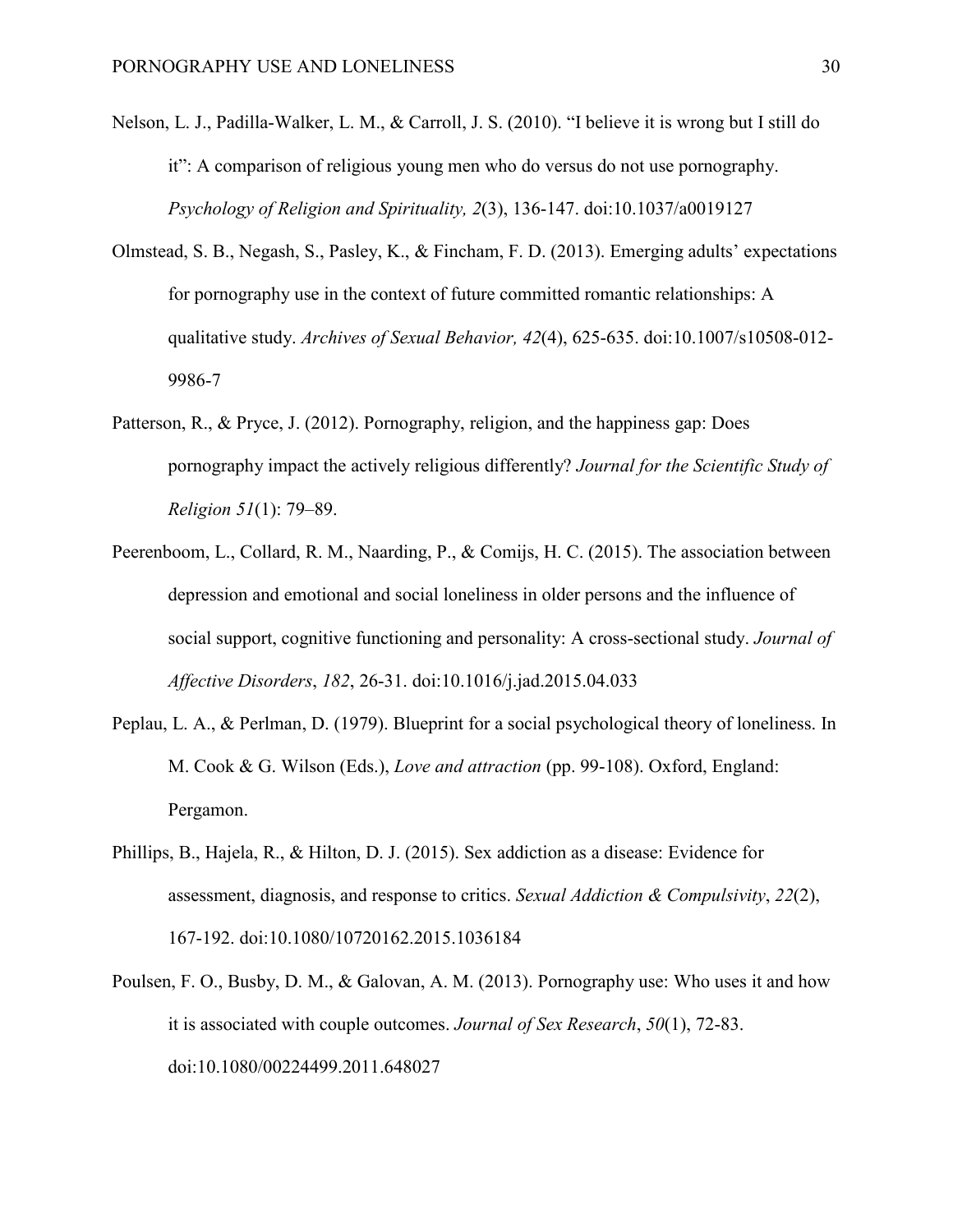Nelson, L. J., Padilla-Walker, L. M., & Carroll, J. S. (2010). "I believe it is wrong but I still do it": A comparison of religious young men who do versus do not use pornography. *Psychology of Religion and Spirituality, 2*(3), 136-147. doi:10.1037/a0019127

Olmstead, S. B., Negash, S., Pasley, K., & Fincham, F. D. (2013). Emerging adults' expectations for pornography use in the context of future committed romantic relationships: A qualitative study. *Archives of Sexual Behavior, 42*(4), 625-635. doi:10.1007/s10508-012-9986-7

Patterson, R., & Pryce, J. (2012). Pornography, religion, and the happiness gap: Does pornography impact the actively religious differently? *Journal for the Scientific Study of Religion 51*(1): 79–89.

Peerenboom, L., Collard, R. M., Naarding, P., & Comijs, H. C. (2015). The association between depression and emotional and social loneliness in older persons and the influence of social support, cognitive functioning and personality: A cross-sectional study. *Journal of Affective Disorders*, *182*, 26-31. doi:10.1016/j.jad.2015.04.033

Peplau, L. A., & Perlman, D. (1979). Blueprint for a social psychological theory of loneliness. In M. Cook & G. Wilson (Eds.), *Love and attraction* (pp. 99-108). Oxford, England: Pergamon.

Phillips, B., Hajela, R., & Hilton, D. J. (2015). Sex addiction as a disease: Evidence for assessment, diagnosis, and response to critics. *Sexual Addiction & Compulsivity*, *22*(2), 167-192. doi:10.1080/10720162.2015.1036184

Poulsen, F. O., Busby, D. M., & Galovan, A. M. (2013). Pornography use: Who uses it and how it is associated with couple outcomes. *Journal of Sex Research*, *50*(1), 72-83. doi:10.1080/00224499.2011.648027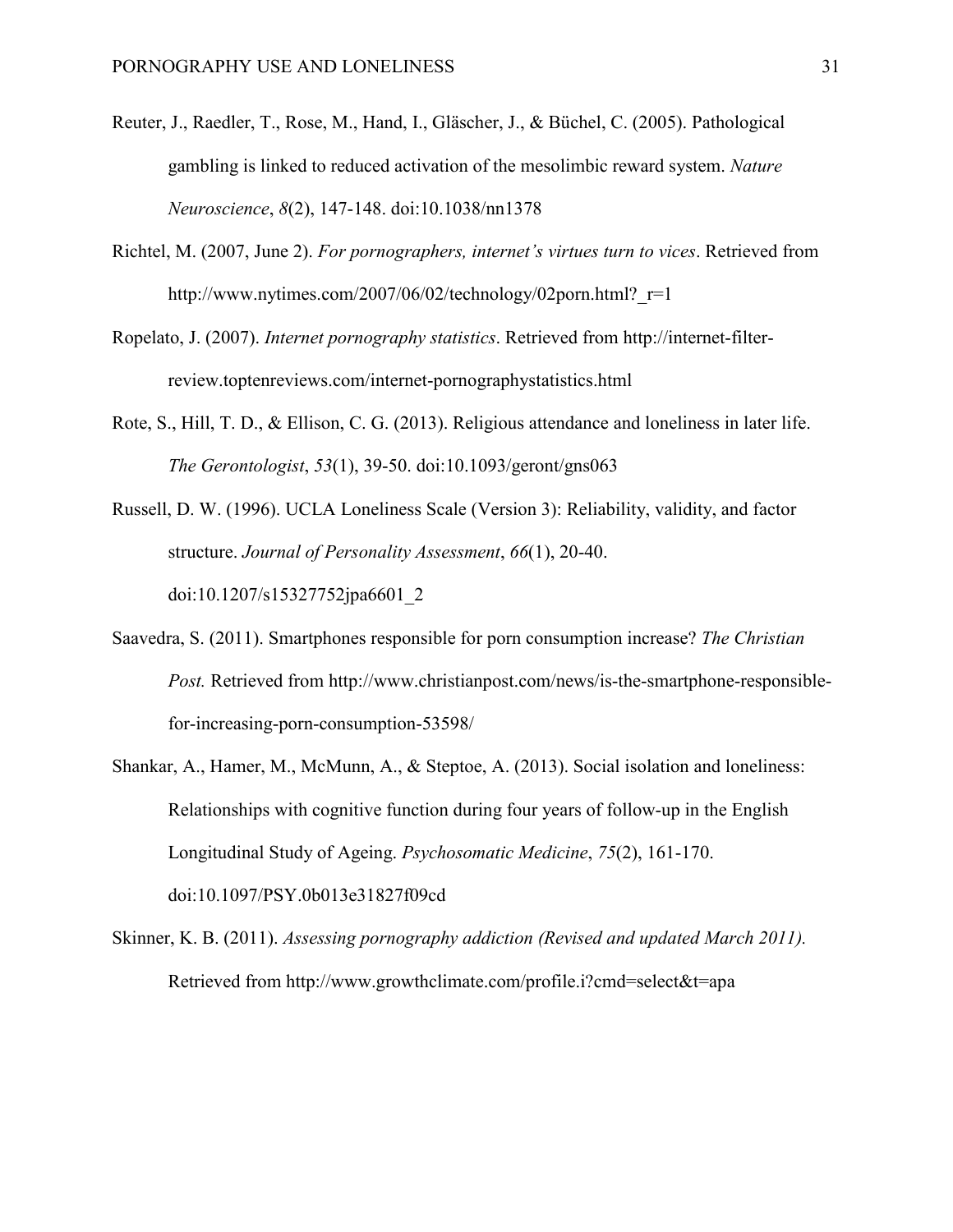Reuter, J., Raedler, T., Rose, M., Hand, I., Gläscher, J., & Büchel, C. (2005). Pathological gambling is linked to reduced activation of the mesolimbic reward system. *Nature Neuroscience*, *8*(2), 147-148. doi:10.1038/nn1378

Richtel, M. (2007, June 2). *For pornographers, internet's virtues turn to vices*. Retrieved from http://www.nytimes.com/2007/06/02/technology/02porn.html?_r=1

Ropelato, J. (2007). *Internet pornography statistics*. Retrieved from http://internet-filter-review.toptenreviews.com/internet-pornographystatistics.html

Rote, S., Hill, T. D., & Ellison, C. G. (2013). Religious attendance and loneliness in later life. *The Gerontologist*, *53*(1), 39-50. doi:10.1093/geront/gns063

Russell, D. W. (1996). UCLA Loneliness Scale (Version 3): Reliability, validity, and factor structure. *Journal of Personality Assessment*, *66*(1), 20-40. doi:10.1207/s15327752jpa6601_2

Saavedra, S. (2011). Smartphones responsible for porn consumption increase? *The Christian Post.* Retrieved from http://www.christianpost.com/news/is-the-smartphone-responsible-for-increasing-porn-consumption-53598/

Shankar, A., Hamer, M., McMunn, A., & Steptoe, A. (2013). Social isolation and loneliness: Relationships with cognitive function during four years of follow-up in the English Longitudinal Study of Ageing. *Psychosomatic Medicine*, *75*(2), 161-170. doi:10.1097/PSY.0b013e31827f09cd

Skinner, K. B. (2011). *Assessing pornography addiction (Revised and updated March 2011).* Retrieved from http://www.growthclimate.com/profile.i?cmd=select&t=apa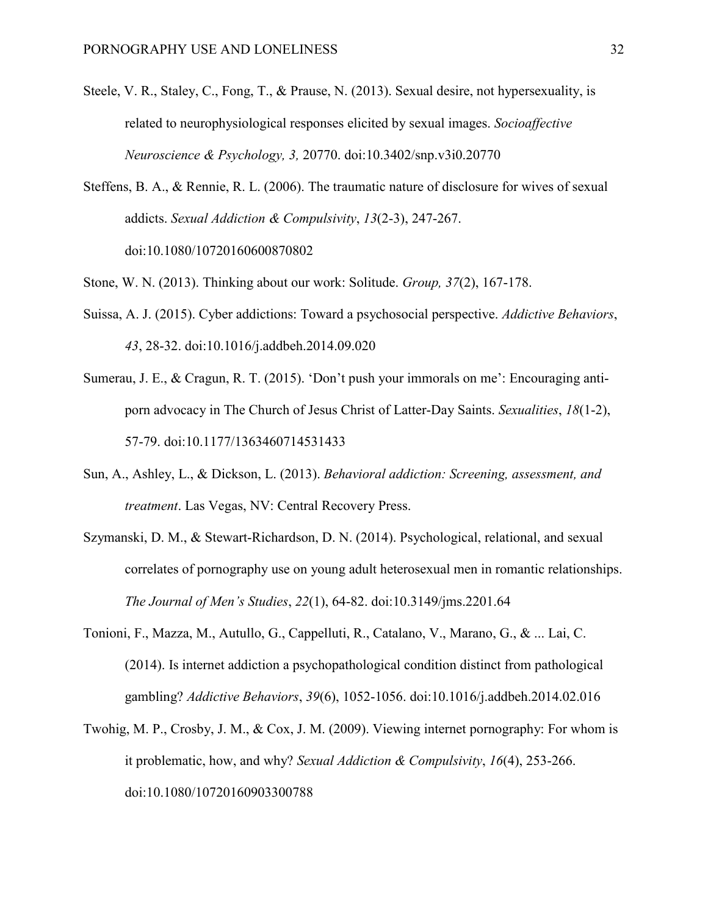Steele, V. R., Staley, C., Fong, T., & Prause, N. (2013). Sexual desire, not hypersexuality, is related to neurophysiological responses elicited by sexual images. *Socioaffective Neuroscience & Psychology, 3,* 20770. doi:10.3402/snp.v3i0.20770

Steffens, B. A., & Rennie, R. L. (2006). The traumatic nature of disclosure for wives of sexual addicts. *Sexual Addiction & Compulsivity*, *13*(2-3), 247-267. doi:10.1080/10720160600870802

Stone, W. N. (2013). Thinking about our work: Solitude. *Group, 37*(2), 167-178.

Suissa, A. J. (2015). Cyber addictions: Toward a psychosocial perspective. *Addictive Behaviors*, *43*, 28-32. doi:10.1016/j.addbeh.2014.09.020

Sumerau, J. E., & Cragun, R. T. (2015). 'Don't push your immorals on me': Encouraging anti-porn advocacy in The Church of Jesus Christ of Latter-Day Saints. *Sexualities*, *18*(1-2), 57-79. doi:10.1177/1363460714531433

Sun, A., Ashley, L., & Dickson, L. (2013). *Behavioral addiction: Screening, assessment, and treatment*. Las Vegas, NV: Central Recovery Press.

Szymanski, D. M., & Stewart-Richardson, D. N. (2014). Psychological, relational, and sexual correlates of pornography use on young adult heterosexual men in romantic relationships. *The Journal of Men's Studies*, *22*(1), 64-82. doi:10.3149/jms.2201.64

Tonioni, F., Mazza, M., Autullo, G., Cappelluti, R., Catalano, V., Marano, G., & ... Lai, C. (2014). Is internet addiction a psychopathological condition distinct from pathological gambling? *Addictive Behaviors*, *39*(6), 1052-1056. doi:10.1016/j.addbeh.2014.02.016

Twohig, M. P., Crosby, J. M., & Cox, J. M. (2009). Viewing internet pornography: For whom is it problematic, how, and why? *Sexual Addiction & Compulsivity*, *16*(4), 253-266. doi:10.1080/10720160903300788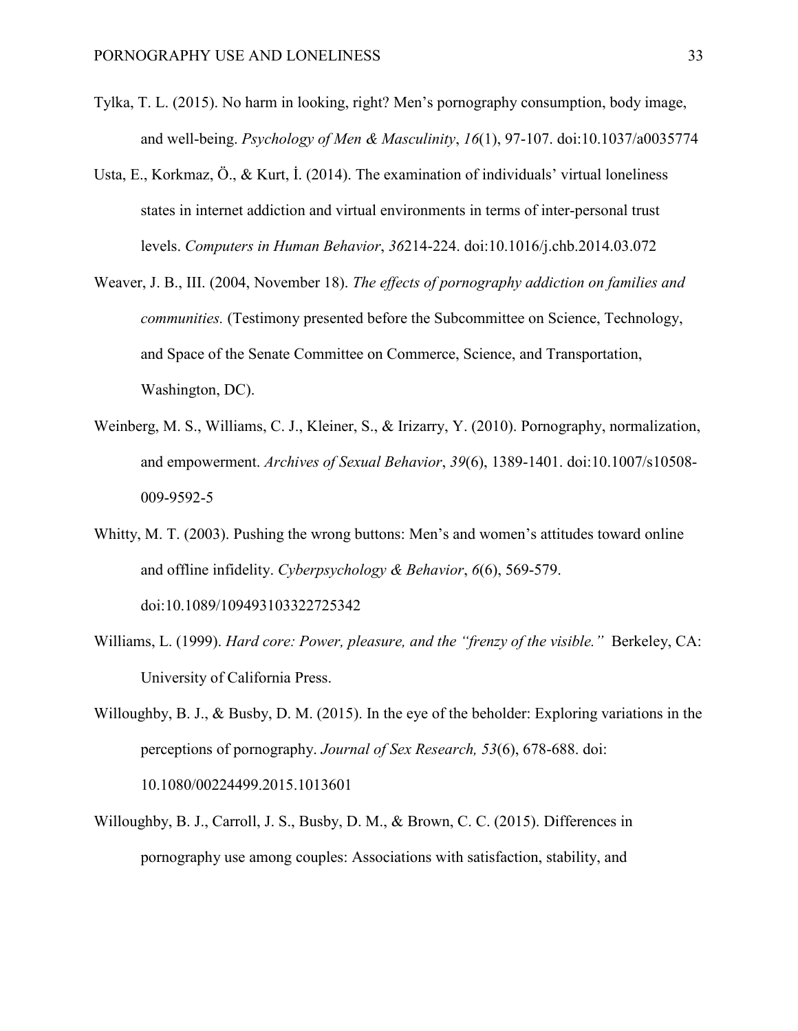Tylka, T. L. (2015). No harm in looking, right? Men's pornography consumption, body image, and well-being. *Psychology of Men & Masculinity*, *16*(1), 97-107. doi:10.1037/a0035774

Usta, E., Korkmaz, Ö., & Kurt, İ. (2014). The examination of individuals' virtual loneliness states in internet addiction and virtual environments in terms of inter-personal trust levels. *Computers in Human Behavior*, *36*214-224. doi:10.1016/j.chb.2014.03.072

Weaver, J. B., III. (2004, November 18). *The effects of pornography addiction on families and communities.* (Testimony presented before the Subcommittee on Science, Technology, and Space of the Senate Committee on Commerce, Science, and Transportation, Washington, DC).

Weinberg, M. S., Williams, C. J., Kleiner, S., & Irizarry, Y. (2010). Pornography, normalization, and empowerment. *Archives of Sexual Behavior*, *39*(6), 1389-1401. doi:10.1007/s10508-009-9592-5

Whitty, M. T. (2003). Pushing the wrong buttons: Men's and women's attitudes toward online and offline infidelity. *Cyberpsychology & Behavior*, *6*(6), 569-579. doi:10.1089/109493103322725342

Williams, L. (1999). *Hard core: Power, pleasure, and the "frenzy of the visible."* Berkeley, CA: University of California Press.

Willoughby, B. J., & Busby, D. M. (2015). In the eye of the beholder: Exploring variations in the perceptions of pornography. *Journal of Sex Research, 53*(6), 678-688. doi: 10.1080/00224499.2015.1013601

Willoughby, B. J., Carroll, J. S., Busby, D. M., & Brown, C. C. (2015). Differences in pornography use among couples: Associations with satisfaction, stability, and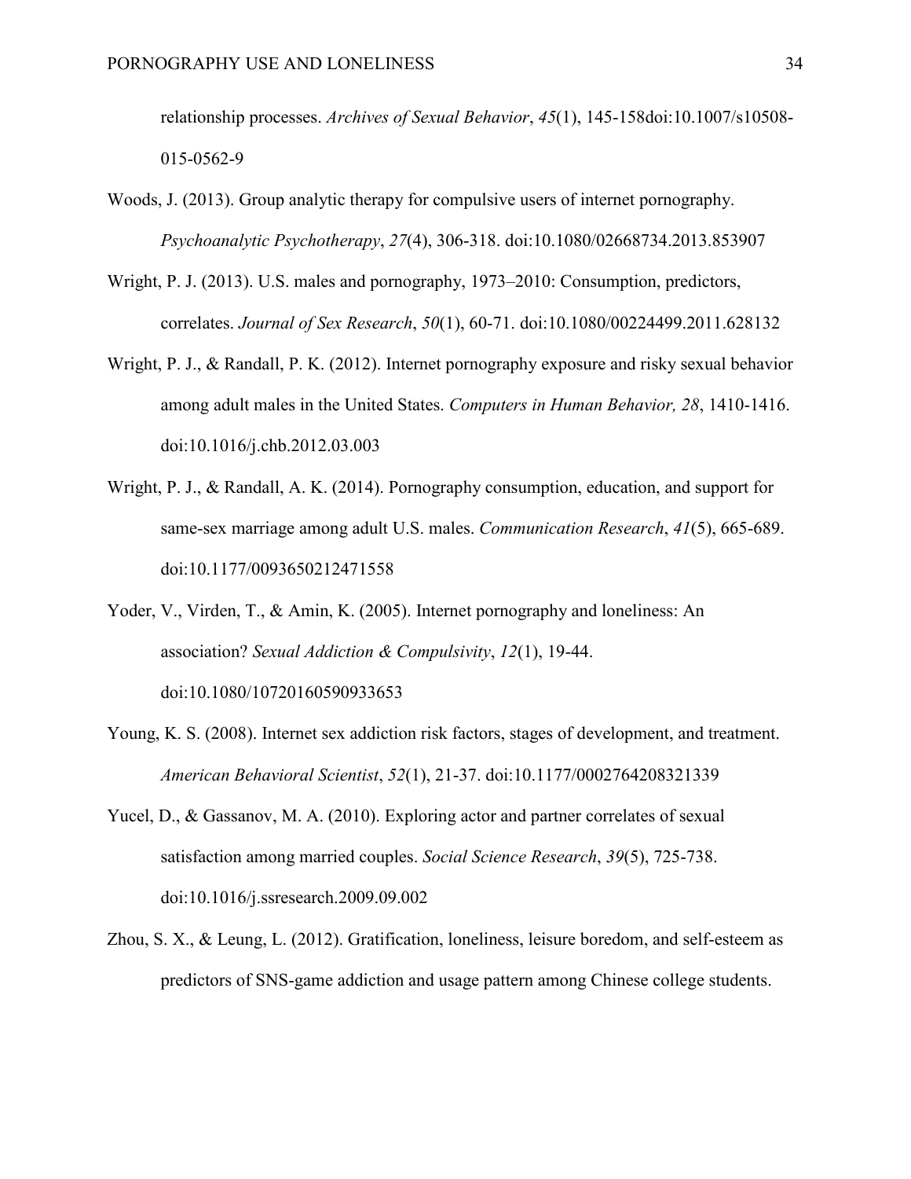relationship processes. *Archives of Sexual Behavior*, *45*(1), 145-158doi:10.1007/s10508-015-0562-9

Woods, J. (2013). Group analytic therapy for compulsive users of internet pornography. *Psychoanalytic Psychotherapy*, *27*(4), 306-318. doi:10.1080/02668734.2013.853907

Wright, P. J. (2013). U.S. males and pornography, 1973–2010: Consumption, predictors, correlates. *Journal of Sex Research*, *50*(1), 60-71. doi:10.1080/00224499.2011.628132

Wright, P. J., & Randall, P. K. (2012). Internet pornography exposure and risky sexual behavior among adult males in the United States. *Computers in Human Behavior, 28*, 1410-1416. doi:10.1016/j.chb.2012.03.003

Wright, P. J., & Randall, A. K. (2014). Pornography consumption, education, and support for same-sex marriage among adult U.S. males. *Communication Research*, *41*(5), 665-689. doi:10.1177/0093650212471558

Yoder, V., Virden, T., & Amin, K. (2005). Internet pornography and loneliness: An association? *Sexual Addiction & Compulsivity*, *12*(1), 19-44. doi:10.1080/10720160590933653

Young, K. S. (2008). Internet sex addiction risk factors, stages of development, and treatment. *American Behavioral Scientist*, *52*(1), 21-37. doi:10.1177/0002764208321339

Yucel, D., & Gassanov, M. A. (2010). Exploring actor and partner correlates of sexual satisfaction among married couples. *Social Science Research*, *39*(5), 725-738. doi:10.1016/j.ssresearch.2009.09.002

Zhou, S. X., & Leung, L. (2012). Gratification, loneliness, leisure boredom, and self-esteem as predictors of SNS-game addiction and usage pattern among Chinese college students.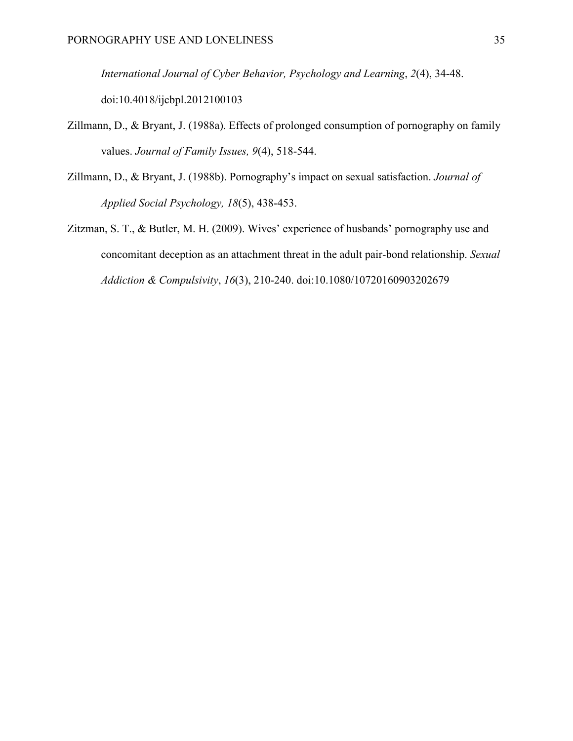*International Journal of Cyber Behavior, Psychology and Learning*, *2*(4), 34-48. doi:10.4018/ijcbpl.2012100103

Zillmann, D., & Bryant, J. (1988a). Effects of prolonged consumption of pornography on family values. *Journal of Family Issues, 9*(4), 518-544.

Zillmann, D., & Bryant, J. (1988b). Pornography's impact on sexual satisfaction. *Journal of Applied Social Psychology, 18*(5), 438-453.

Zitzman, S. T., & Butler, M. H. (2009). Wives' experience of husbands' pornography use and concomitant deception as an attachment threat in the adult pair-bond relationship. *Sexual Addiction & Compulsivity*, *16*(3), 210-240. doi:10.1080/10720160903202679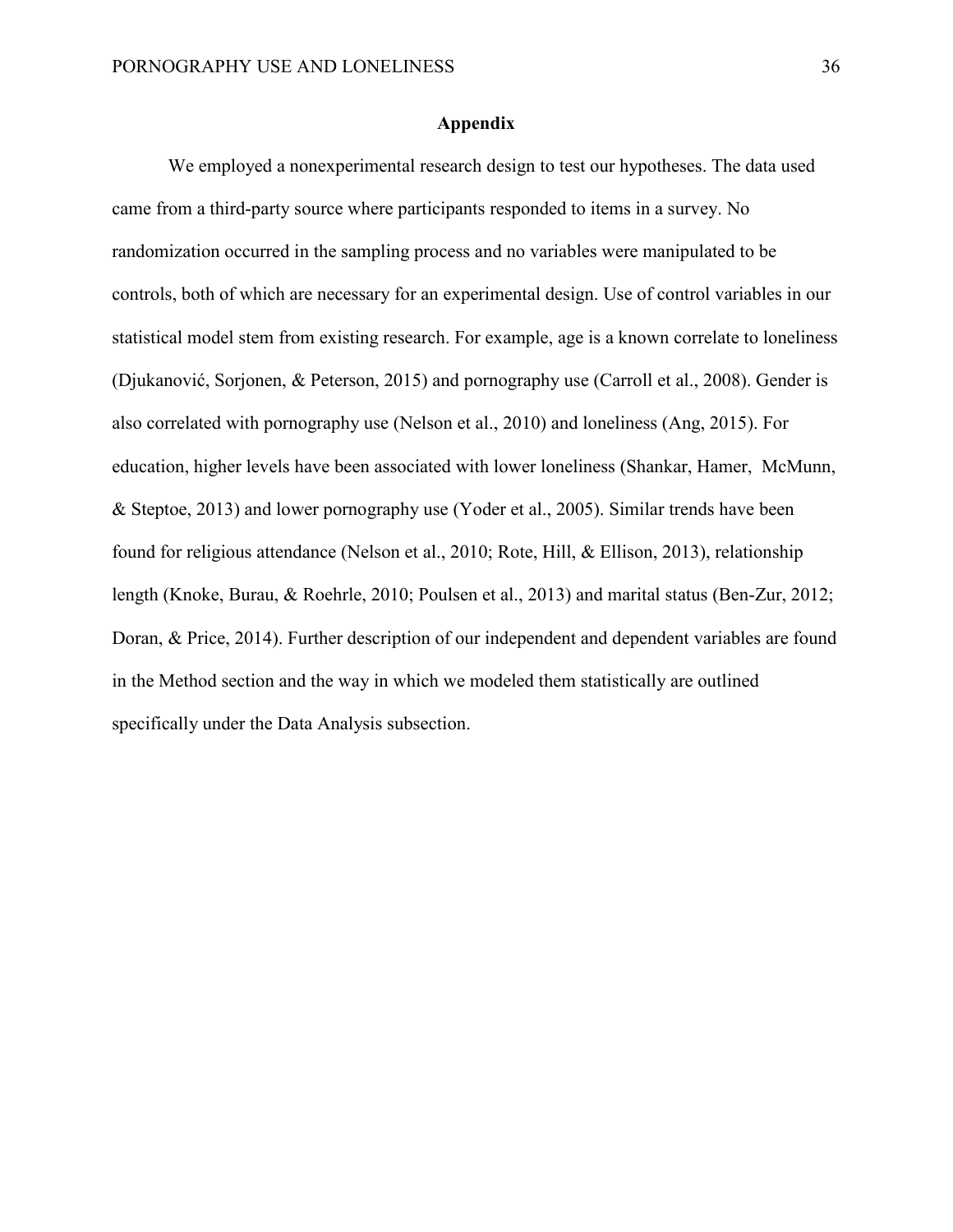# Appendix

We employed a nonexperimental research design to test our hypotheses. The data used came from a third-party source where participants responded to items in a survey. No randomization occurred in the sampling process and no variables were manipulated to be controls, both of which are necessary for an experimental design. Use of control variables in our statistical model stem from existing research. For example, age is a known correlate to loneliness (Djukanović, Sorjonen, & Peterson, 2015) and pornography use (Carroll et al., 2008). Gender is also correlated with pornography use (Nelson et al., 2010) and loneliness (Ang, 2015). For education, higher levels have been associated with lower loneliness (Shankar, Hamer, McMunn, & Steptoe, 2013) and lower pornography use (Yoder et al., 2005). Similar trends have been found for religious attendance (Nelson et al., 2010; Rote, Hill, & Ellison, 2013), relationship length (Knoke, Burau, & Roehrle, 2010; Poulsen et al., 2013) and marital status (Ben-Zur, 2012; Doran, & Price, 2014). Further description of our independent and dependent variables are found in the Method section and the way in which we modeled them statistically are outlined specifically under the Data Analysis subsection.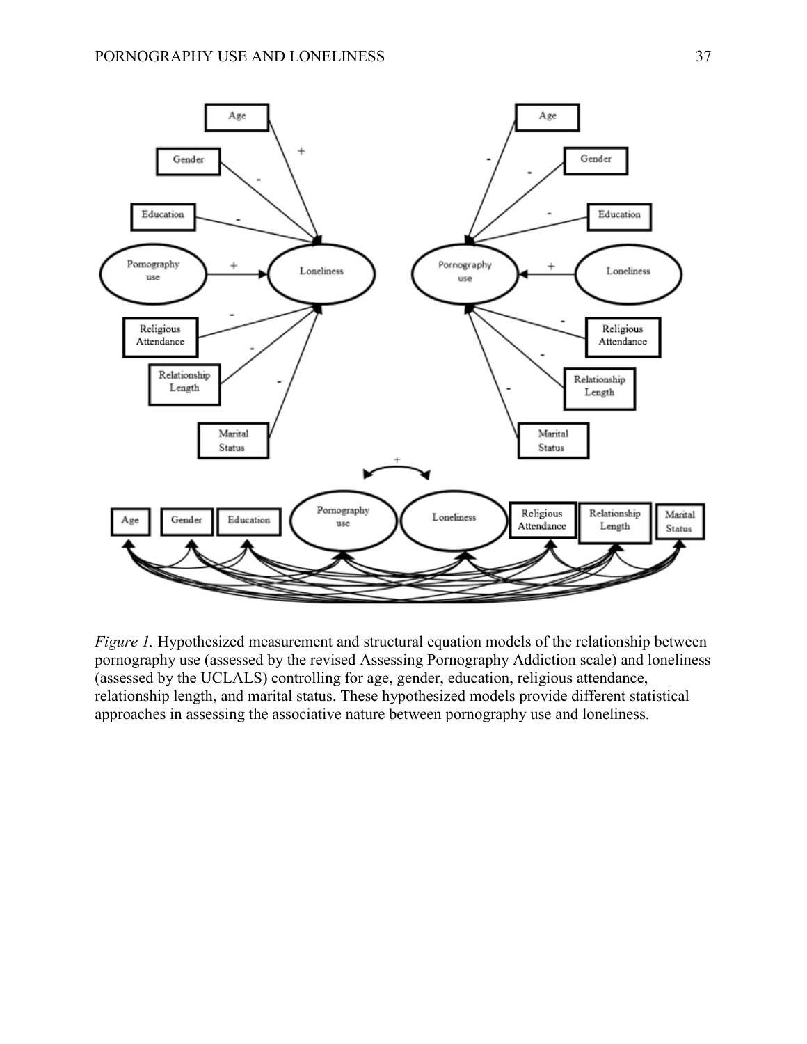*Figure 1.* Hypothesized measurement and structural equation models of the relationship between pornography use (assessed by the revised Assessing Pornography Addiction scale) and loneliness (assessed by the UCLALS) controlling for age, gender, education, religious attendance, relationship length, and marital status. These hypothesized models provide different statistical approaches in assessing the associative nature between pornography use and loneliness.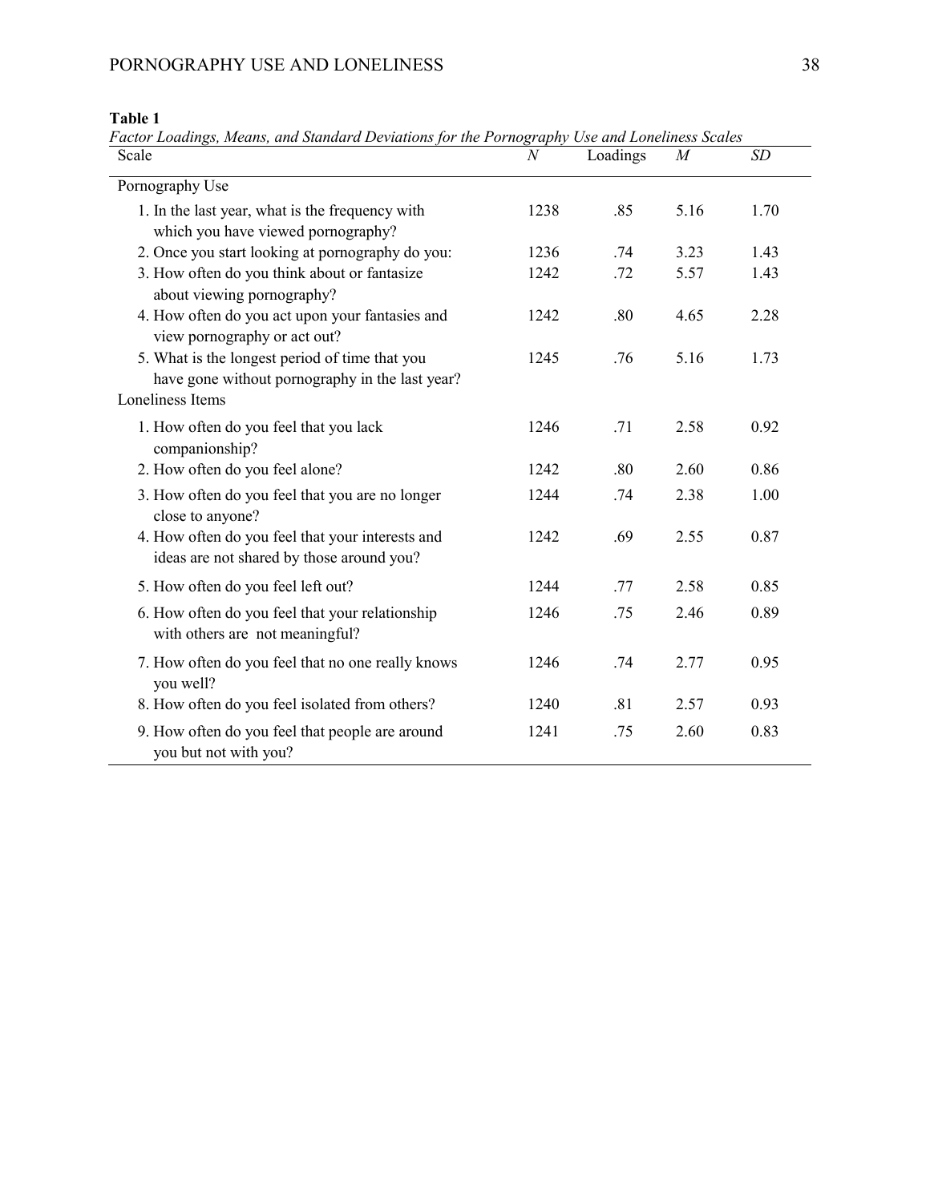**Table 1**

*Factor Loadings, Means, and Standard Deviations for the Pornography Use and Loneliness Scales*

| Scale | *N* | Loadings | *M* | *SD* |
|---|---|---|---|---|
| Pornography Use | | | | |
| 1. In the last year, what is the frequency with which you have viewed pornography? | 1238 | .85 | 5.16 | 1.70 |
| 2. Once you start looking at pornography do you: | 1236 | .74 | 3.23 | 1.43 |
| 3. How often do you think about or fantasize about viewing pornography? | 1242 | .72 | 5.57 | 1.43 |
| 4. How often do you act upon your fantasies and view pornography or act out? | 1242 | .80 | 4.65 | 2.28 |
| 5. What is the longest period of time that you have gone without pornography in the last year? | 1245 | .76 | 5.16 | 1.73 |
| Loneliness Items | | | | |
| 1. How often do you feel that you lack companionship? | 1246 | .71 | 2.58 | 0.92 |
| 2. How often do you feel alone? | 1242 | .80 | 2.60 | 0.86 |
| 3. How often do you feel that you are no longer close to anyone? | 1244 | .74 | 2.38 | 1.00 |
| 4. How often do you feel that your interests and ideas are not shared by those around you? | 1242 | .69 | 2.55 | 0.87 |
| 5. How often do you feel left out? | 1244 | .77 | 2.58 | 0.85 |
| 6. How often do you feel that your relationship with others are not meaningful? | 1246 | .75 | 2.46 | 0.89 |
| 7. How often do you feel that no one really knows you well? | 1246 | .74 | 2.77 | 0.95 |
| 8. How often do you feel isolated from others? | 1240 | .81 | 2.57 | 0.93 |
| 9. How often do you feel that people are around you but not with you? | 1241 | .75 | 2.60 | 0.83 |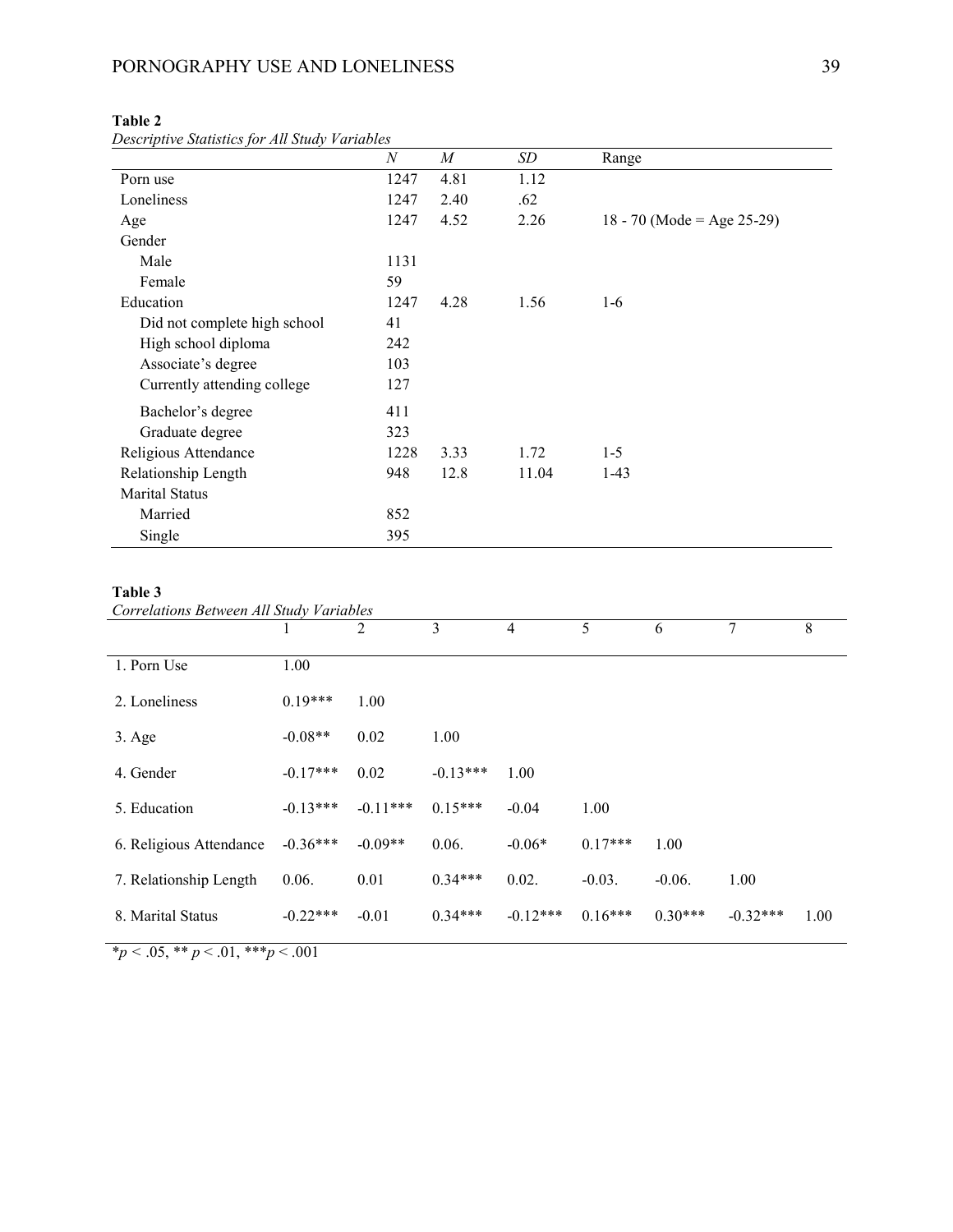**Table 2**

*Descriptive Statistics for All Study Variables*

| | *N* | *M* | *SD* | Range |
|---|---|---|---|---|
| Porn use | 1247 | 4.81 | 1.12 | |
| Loneliness | 1247 | 2.40 | .62 | |
| Age | 1247 | 4.52 | 2.26 | 18 - 70 (Mode = Age 25-29) |
| Gender | | | | |
| Male | 1131 | | | |
| Female | 59 | | | |
| Education | 1247 | 4.28 | 1.56 | 1-6 |
| Did not complete high school | 41 | | | |
| High school diploma | 242 | | | |
| Associate's degree | 103 | | | |
| Currently attending college | 127 | | | |
| Bachelor's degree | 411 | | | |
| Graduate degree | 323 | | | |
| Religious Attendance | 1228 | 3.33 | 1.72 | 1-5 |
| Relationship Length | 948 | 12.8 | 11.04 | 1-43 |
| Marital Status | | | | |
| Married | 852 | | | |
| Single | 395 | | | |

**Table 3**

*Correlations Between All Study Variables*

| | 1 | 2 | 3 | 4 | 5 | 6 | 7 | 8 |
|---|---|---|---|---|---|---|---|---|
| 1. Porn Use | 1.00 | | | | | | | |
| 2. Loneliness | 0.19*** | 1.00 | | | | | | |
| 3. Age | -0.08** | 0.02 | 1.00 | | | | | |
| 4. Gender | -0.17*** | 0.02 | -0.13*** | 1.00 | | | | |
| 5. Education | -0.13*** | -0.11*** | 0.15*** | -0.04 | 1.00 | | | |
| 6. Religious Attendance | -0.36*** | -0.09** | 0.06. | -0.06* | 0.17*** | 1.00 | | |
| 7. Relationship Length | 0.06. | 0.01 | 0.34*** | 0.02. | -0.03. | -0.06. | 1.00 | |
| 8. Marital Status | -0.22*** | -0.01 | 0.34*** | -0.12*** | 0.16*** | 0.30*** | -0.32*** | 1.00 |

*$p < .05$, ** $p < .01$, ***$p < .001$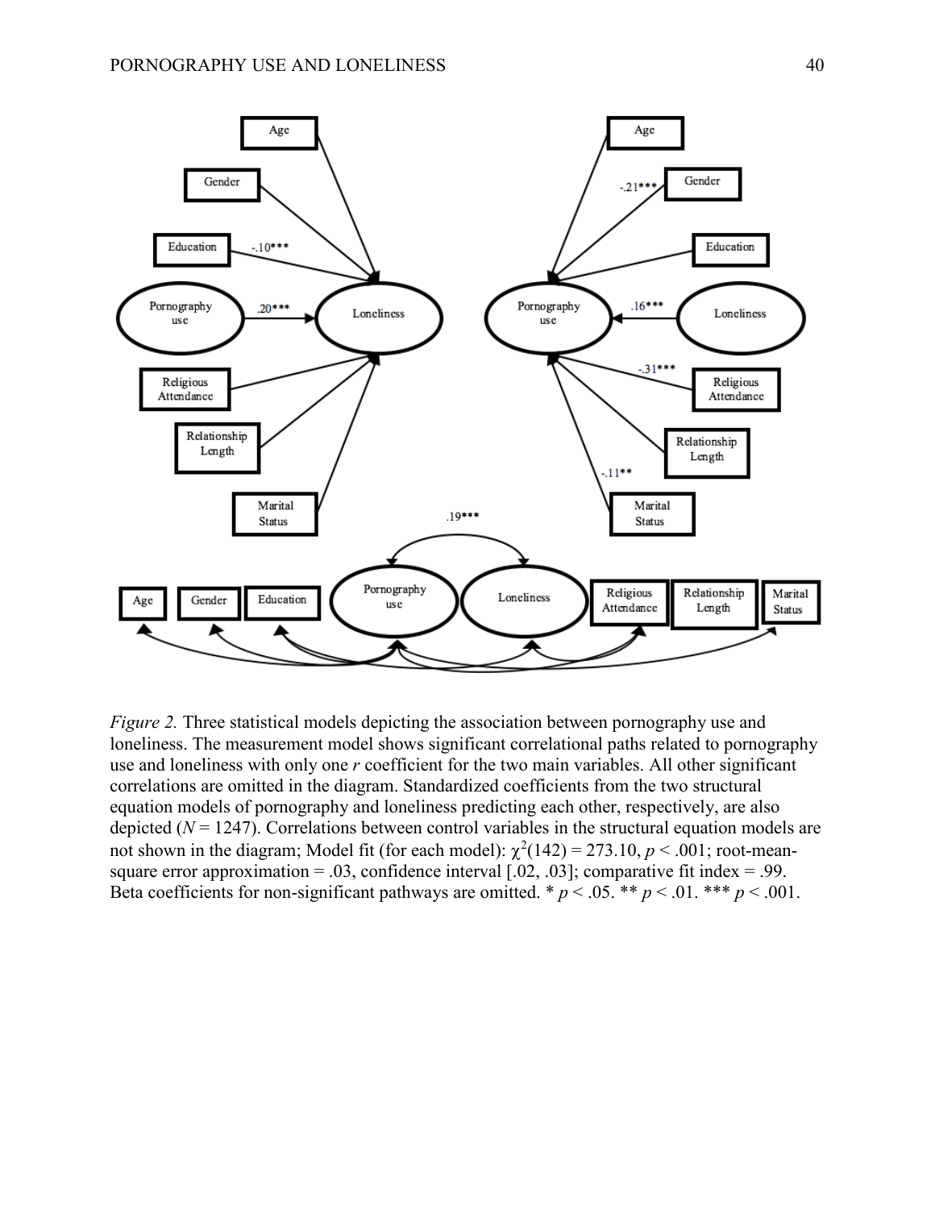Age

Gender

Education

-.10***

Pornography use

.20***

Loneliness

Religious Attendance

Relationship Length

Marital Status

Age

-.21***

Gender

Education

Pornography use

.16***

Loneliness

-.31***

Religious Attendance

Relationship Length

-.11**

Marital Status

.19***

Age

Gender

Education

Pornography use

Loneliness

Religious Attendance

Relationship Length

Marital Status

*Figure 2.* Three statistical models depicting the association between pornography use and loneliness. The measurement model shows significant correlational paths related to pornography use and loneliness with only one *r* coefficient for the two main variables. All other significant correlations are omitted in the diagram. Standardized coefficients from the two structural equation models of pornography and loneliness predicting each other, respectively, are also depicted ($N = 1247$). Correlations between control variables in the structural equation models are not shown in the diagram; Model fit (for each model): $\chi^2(142) = 273.10$, $p < .001$; root-mean-square error approximation = .03, confidence interval [.02, .03]; comparative fit index = .99. Beta coefficients for non-significant pathways are omitted. * $p < .05$. ** $p < .01$. *** $p < .001$.